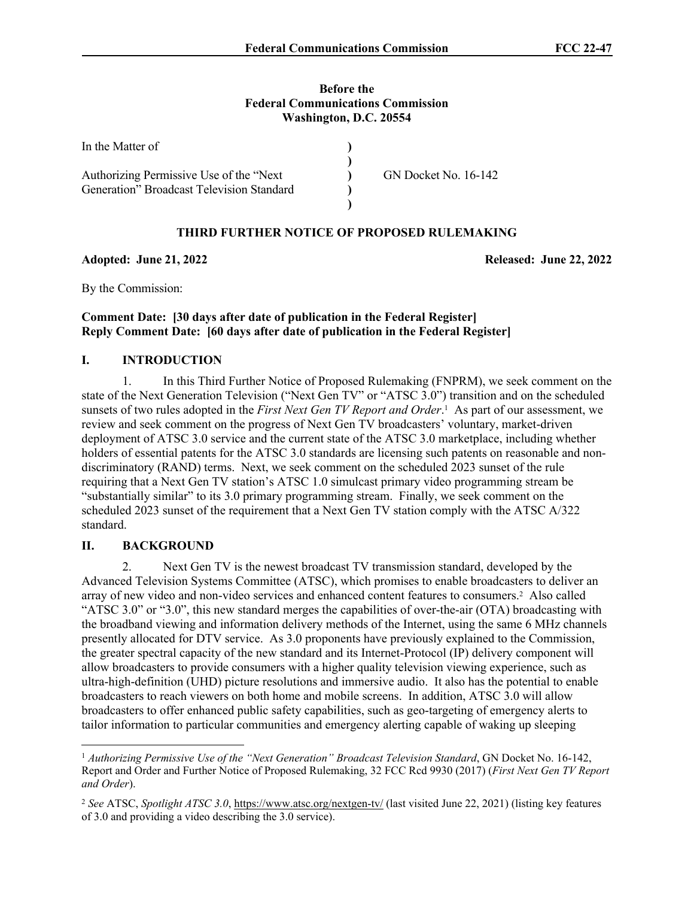**Before the**
**Federal Communications Commission**
**Washington, D.C. 20554**

| | | |
|---|---|---|
| In the Matter of | ) | |
| | ) | |
| Authorizing Permissive Use of the "Next Generation" Broadcast Television Standard | ) | GN Docket No. 16-142 |
| | ) | |
| | ) | |

**THIRD FURTHER NOTICE OF PROPOSED RULEMAKING**

**Adopted: June 21, 2022** **Released: June 22, 2022**

By the Commission:

**Comment Date: [30 days after date of publication in the Federal Register]**
**Reply Comment Date: [60 days after date of publication in the Federal Register]**

## I. INTRODUCTION

1. In this Third Further Notice of Proposed Rulemaking (FNPRM), we seek comment on the state of the Next Generation Television ("Next Gen TV" or "ATSC 3.0") transition and on the scheduled sunsets of two rules adopted in the *First Next Gen TV Report and Order*.[1] As part of our assessment, we review and seek comment on the progress of Next Gen TV broadcasters' voluntary, market-driven deployment of ATSC 3.0 service and the current state of the ATSC 3.0 marketplace, including whether holders of essential patents for the ATSC 3.0 standards are licensing such patents on reasonable and non-discriminatory (RAND) terms. Next, we seek comment on the scheduled 2023 sunset of the rule requiring that a Next Gen TV station's ATSC 1.0 simulcast primary video programming stream be "substantially similar" to its 3.0 primary programming stream. Finally, we seek comment on the scheduled 2023 sunset of the requirement that a Next Gen TV station comply with the ATSC A/322 standard.

## II. BACKGROUND

2. Next Gen TV is the newest broadcast TV transmission standard, developed by the Advanced Television Systems Committee (ATSC), which promises to enable broadcasters to deliver an array of new video and non-video services and enhanced content features to consumers.[2] Also called "ATSC 3.0" or "3.0", this new standard merges the capabilities of over-the-air (OTA) broadcasting with the broadband viewing and information delivery methods of the Internet, using the same 6 MHz channels presently allocated for DTV service. As 3.0 proponents have previously explained to the Commission, the greater spectral capacity of the new standard and its Internet-Protocol (IP) delivery component will allow broadcasters to provide consumers with a higher quality television viewing experience, such as ultra-high-definition (UHD) picture resolutions and immersive audio. It also has the potential to enable broadcasters to reach viewers on both home and mobile screens. In addition, ATSC 3.0 will allow broadcasters to offer enhanced public safety capabilities, such as geo-targeting of emergency alerts to tailor information to particular communities and emergency alerting capable of waking up sleeping

---

[1] *Authorizing Permissive Use of the "Next Generation" Broadcast Television Standard*, GN Docket No. 16-142, Report and Order and Further Notice of Proposed Rulemaking, 32 FCC Rcd 9930 (2017) (*First Next Gen TV Report and Order*).

[2] *See* ATSC, *Spotlight ATSC 3.0*, https://www.atsc.org/nextgen-tv/ (last visited June 22, 2021) (listing key features of 3.0 and providing a video describing the 3.0 service).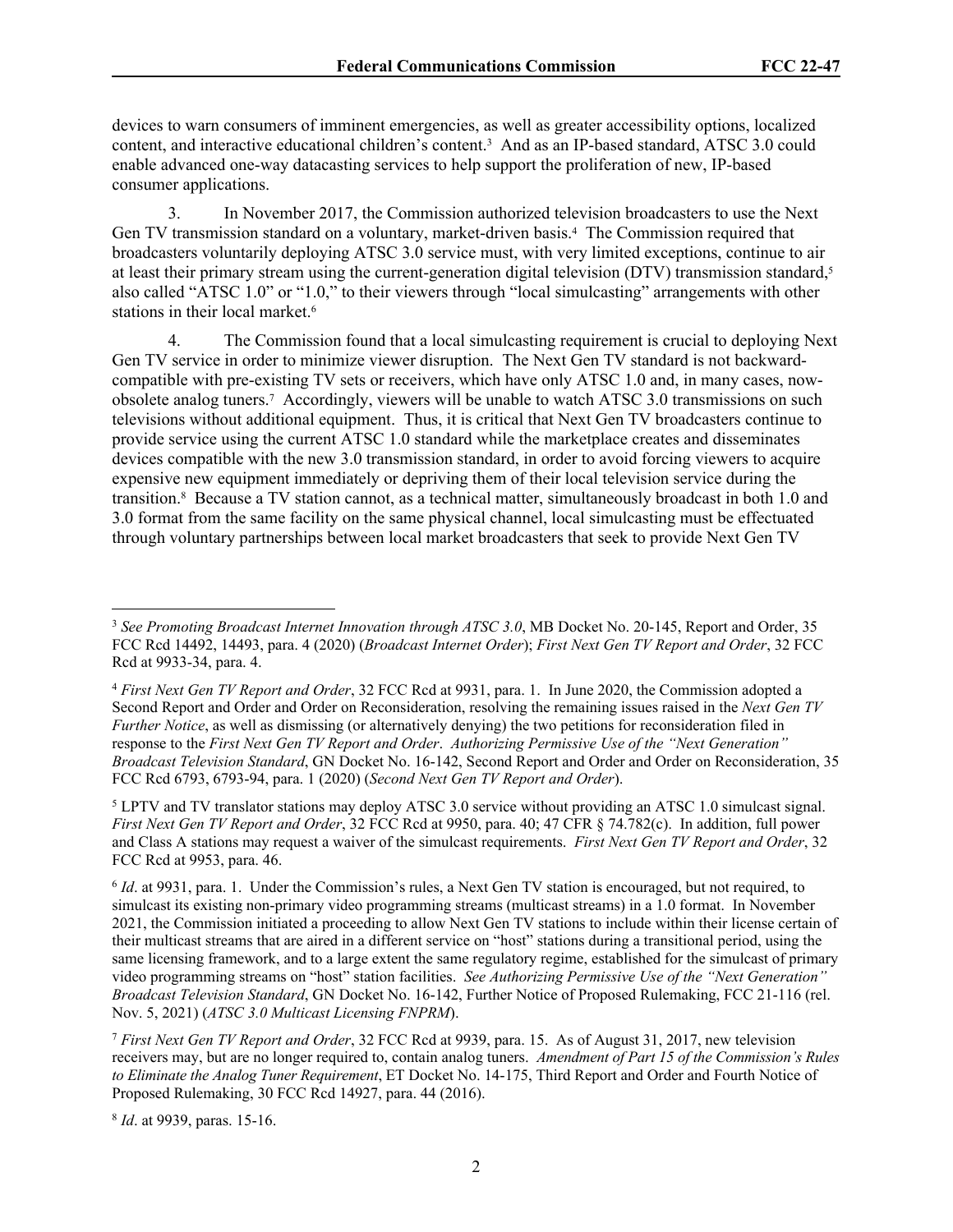devices to warn consumers of imminent emergencies, as well as greater accessibility options, localized content, and interactive educational children's content.[3] And as an IP-based standard, ATSC 3.0 could enable advanced one-way datacasting services to help support the proliferation of new, IP-based consumer applications.

3. In November 2017, the Commission authorized television broadcasters to use the Next Gen TV transmission standard on a voluntary, market-driven basis.[4] The Commission required that broadcasters voluntarily deploying ATSC 3.0 service must, with very limited exceptions, continue to air at least their primary stream using the current-generation digital television (DTV) transmission standard,[5] also called "ATSC 1.0" or "1.0," to their viewers through "local simulcasting" arrangements with other stations in their local market.[6]

4. The Commission found that a local simulcasting requirement is crucial to deploying Next Gen TV service in order to minimize viewer disruption. The Next Gen TV standard is not backward-compatible with pre-existing TV sets or receivers, which have only ATSC 1.0 and, in many cases, now-obsolete analog tuners.[7] Accordingly, viewers will be unable to watch ATSC 3.0 transmissions on such televisions without additional equipment. Thus, it is critical that Next Gen TV broadcasters continue to provide service using the current ATSC 1.0 standard while the marketplace creates and disseminates devices compatible with the new 3.0 transmission standard, in order to avoid forcing viewers to acquire expensive new equipment immediately or depriving them of their local television service during the transition.[8] Because a TV station cannot, as a technical matter, simultaneously broadcast in both 1.0 and 3.0 format from the same facility on the same physical channel, local simulcasting must be effectuated through voluntary partnerships between local market broadcasters that seek to provide Next Gen TV

---

[3] *See Promoting Broadcast Internet Innovation through ATSC 3.0*, MB Docket No. 20-145, Report and Order, 35 FCC Rcd 14492, 14493, para. 4 (2020) (*Broadcast Internet Order*); *First Next Gen TV Report and Order*, 32 FCC Rcd at 9933-34, para. 4.

[4] *First Next Gen TV Report and Order*, 32 FCC Rcd at 9931, para. 1. In June 2020, the Commission adopted a Second Report and Order and Order on Reconsideration, resolving the remaining issues raised in the *Next Gen TV Further Notice*, as well as dismissing (or alternatively denying) the two petitions for reconsideration filed in response to the *First Next Gen TV Report and Order*. *Authorizing Permissive Use of the "Next Generation" Broadcast Television Standard*, GN Docket No. 16-142, Second Report and Order and Order on Reconsideration, 35 FCC Rcd 6793, 6793-94, para. 1 (2020) (*Second Next Gen TV Report and Order*).

[5] LPTV and TV translator stations may deploy ATSC 3.0 service without providing an ATSC 1.0 simulcast signal. *First Next Gen TV Report and Order*, 32 FCC Rcd at 9950, para. 40; 47 CFR § 74.782(c). In addition, full power and Class A stations may request a waiver of the simulcast requirements. *First Next Gen TV Report and Order*, 32 FCC Rcd at 9953, para. 46.

[6] *Id*. at 9931, para. 1. Under the Commission's rules, a Next Gen TV station is encouraged, but not required, to simulcast its existing non-primary video programming streams (multicast streams) in a 1.0 format. In November 2021, the Commission initiated a proceeding to allow Next Gen TV stations to include within their license certain of their multicast streams that are aired in a different service on "host" stations during a transitional period, using the same licensing framework, and to a large extent the same regulatory regime, established for the simulcast of primary video programming streams on "host" station facilities. *See Authorizing Permissive Use of the "Next Generation" Broadcast Television Standard*, GN Docket No. 16-142, Further Notice of Proposed Rulemaking, FCC 21-116 (rel. Nov. 5, 2021) (*ATSC 3.0 Multicast Licensing FNPRM*).

[7] *First Next Gen TV Report and Order*, 32 FCC Rcd at 9939, para. 15. As of August 31, 2017, new television receivers may, but are no longer required to, contain analog tuners. *Amendment of Part 15 of the Commission's Rules to Eliminate the Analog Tuner Requirement*, ET Docket No. 14-175, Third Report and Order and Fourth Notice of Proposed Rulemaking, 30 FCC Rcd 14927, para. 44 (2016).

[8] *Id*. at 9939, paras. 15-16.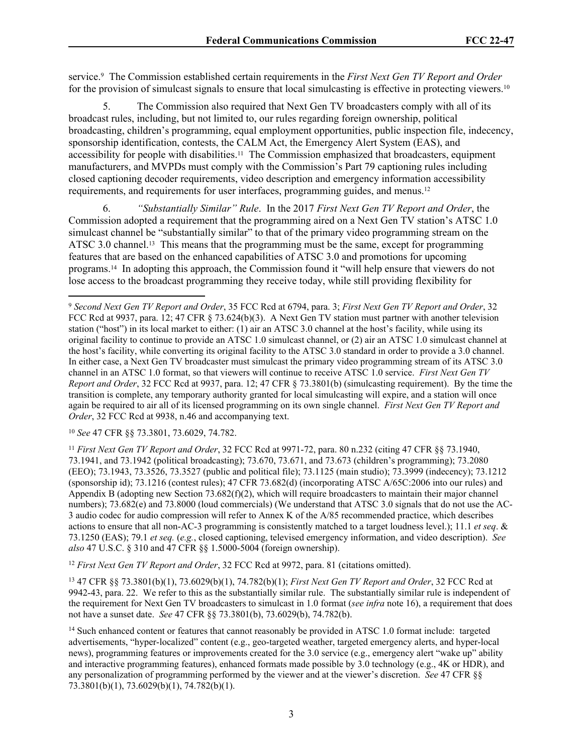service.[9] The Commission established certain requirements in the *First Next Gen TV Report and Order* for the provision of simulcast signals to ensure that local simulcasting is effective in protecting viewers.[10]

5. The Commission also required that Next Gen TV broadcasters comply with all of its broadcast rules, including, but not limited to, our rules regarding foreign ownership, political broadcasting, children's programming, equal employment opportunities, public inspection file, indecency, sponsorship identification, contests, the CALM Act, the Emergency Alert System (EAS), and accessibility for people with disabilities.[11] The Commission emphasized that broadcasters, equipment manufacturers, and MVPDs must comply with the Commission's Part 79 captioning rules including closed captioning decoder requirements, video description and emergency information accessibility requirements, and requirements for user interfaces, programming guides, and menus.[12]

6. *"Substantially Similar" Rule*. In the 2017 *First Next Gen TV Report and Order*, the Commission adopted a requirement that the programming aired on a Next Gen TV station's ATSC 1.0 simulcast channel be "substantially similar" to that of the primary video programming stream on the ATSC 3.0 channel.[13] This means that the programming must be the same, except for programming features that are based on the enhanced capabilities of ATSC 3.0 and promotions for upcoming programs.[14] In adopting this approach, the Commission found it "will help ensure that viewers do not lose access to the broadcast programming they receive today, while still providing flexibility for

---

[9] *Second Next Gen TV Report and Order*, 35 FCC Rcd at 6794, para. 3; *First Next Gen TV Report and Order*, 32 FCC Rcd at 9937, para. 12; 47 CFR § 73.624(b)(3). A Next Gen TV station must partner with another television station ("host") in its local market to either: (1) air an ATSC 3.0 channel at the host's facility, while using its original facility to continue to provide an ATSC 1.0 simulcast channel, or (2) air an ATSC 1.0 simulcast channel at the host's facility, while converting its original facility to the ATSC 3.0 standard in order to provide a 3.0 channel. In either case, a Next Gen TV broadcaster must simulcast the primary video programming stream of its ATSC 3.0 channel in an ATSC 1.0 format, so that viewers will continue to receive ATSC 1.0 service. *First Next Gen TV Report and Order*, 32 FCC Rcd at 9937, para. 12; 47 CFR § 73.3801(b) (simulcasting requirement). By the time the transition is complete, any temporary authority granted for local simulcasting will expire, and a station will once again be required to air all of its licensed programming on its own single channel. *First Next Gen TV Report and Order*, 32 FCC Rcd at 9938, n.46 and accompanying text.

[10] *See* 47 CFR §§ 73.3801, 73.6029, 74.782.

[11] *First Next Gen TV Report and Order*, 32 FCC Rcd at 9971-72, para. 80 n.232 (citing 47 CFR §§ 73.1940, 73.1941, and 73.1942 (political broadcasting); 73.670, 73.671, and 73.673 (children's programming); 73.2080 (EEO); 73.1943, 73.3526, 73.3527 (public and political file); 73.1125 (main studio); 73.3999 (indecency); 73.1212 (sponsorship id); 73.1216 (contest rules); 47 CFR 73.682(d) (incorporating ATSC A/65C:2006 into our rules) and Appendix B (adopting new Section 73.682(f)(2), which will require broadcasters to maintain their major channel numbers); 73.682(e) and 73.8000 (loud commercials) (We understand that ATSC 3.0 signals that do not use the AC-3 audio codec for audio compression will refer to Annex K of the A/85 recommended practice, which describes actions to ensure that all non-AC-3 programming is consistently matched to a target loudness level.); 11.1 *et seq*. & 73.1250 (EAS); 79.1 *et seq.* (*e.g.*, closed captioning, televised emergency information, and video description). *See also* 47 U.S.C. § 310 and 47 CFR §§ 1.5000-5004 (foreign ownership).

[12] *First Next Gen TV Report and Order*, 32 FCC Rcd at 9972, para. 81 (citations omitted).

[13] 47 CFR §§ 73.3801(b)(1), 73.6029(b)(1), 74.782(b)(1); *First Next Gen TV Report and Order*, 32 FCC Rcd at 9942-43, para. 22. We refer to this as the substantially similar rule. The substantially similar rule is independent of the requirement for Next Gen TV broadcasters to simulcast in 1.0 format (*see infra* note 16), a requirement that does not have a sunset date. *See* 47 CFR §§ 73.3801(b), 73.6029(b), 74.782(b).

[14] Such enhanced content or features that cannot reasonably be provided in ATSC 1.0 format include: targeted advertisements, "hyper-localized" content (e.g., geo-targeted weather, targeted emergency alerts, and hyper-local news), programming features or improvements created for the 3.0 service (e.g., emergency alert "wake up" ability and interactive programming features), enhanced formats made possible by 3.0 technology (e.g., 4K or HDR), and any personalization of programming performed by the viewer and at the viewer's discretion. *See* 47 CFR §§ 73.3801(b)(1), 73.6029(b)(1), 74.782(b)(1).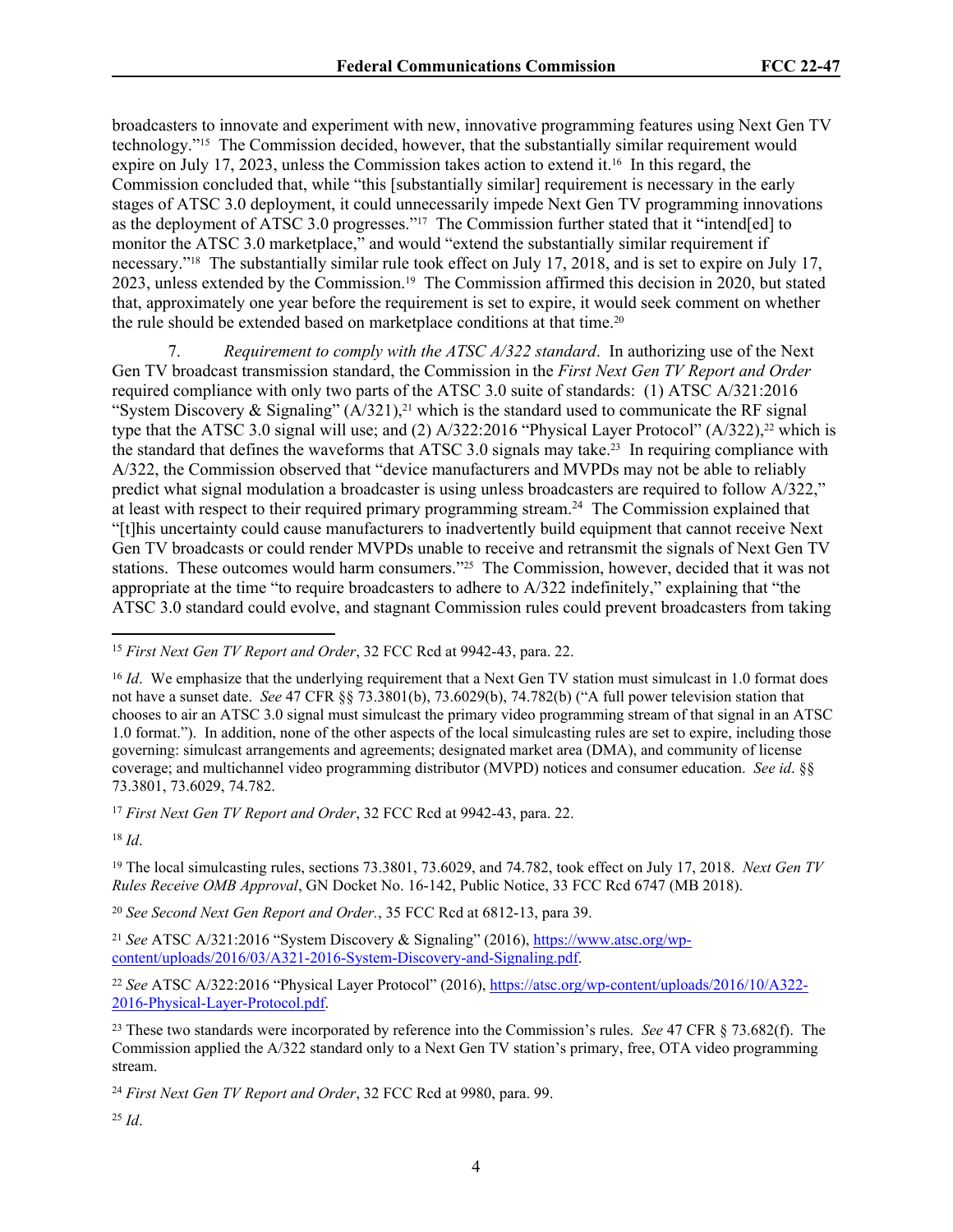broadcasters to innovate and experiment with new, innovative programming features using Next Gen TV technology."[15] The Commission decided, however, that the substantially similar requirement would expire on July 17, 2023, unless the Commission takes action to extend it.[16] In this regard, the Commission concluded that, while "this [substantially similar] requirement is necessary in the early stages of ATSC 3.0 deployment, it could unnecessarily impede Next Gen TV programming innovations as the deployment of ATSC 3.0 progresses."[17] The Commission further stated that it "intend[ed] to monitor the ATSC 3.0 marketplace," and would "extend the substantially similar requirement if necessary."[18] The substantially similar rule took effect on July 17, 2018, and is set to expire on July 17, 2023, unless extended by the Commission.[19] The Commission affirmed this decision in 2020, but stated that, approximately one year before the requirement is set to expire, it would seek comment on whether the rule should be extended based on marketplace conditions at that time.[20]

7. *Requirement to comply with the ATSC A/322 standard*. In authorizing use of the Next Gen TV broadcast transmission standard, the Commission in the *First Next Gen TV Report and Order* required compliance with only two parts of the ATSC 3.0 suite of standards: (1) ATSC A/321:2016 "System Discovery & Signaling" (A/321),[21] which is the standard used to communicate the RF signal type that the ATSC 3.0 signal will use; and (2) A/322:2016 "Physical Layer Protocol" (A/322),[22] which is the standard that defines the waveforms that ATSC 3.0 signals may take.[23] In requiring compliance with A/322, the Commission observed that "device manufacturers and MVPDs may not be able to reliably predict what signal modulation a broadcaster is using unless broadcasters are required to follow A/322," at least with respect to their required primary programming stream.[24] The Commission explained that "[t]his uncertainty could cause manufacturers to inadvertently build equipment that cannot receive Next Gen TV broadcasts or could render MVPDs unable to receive and retransmit the signals of Next Gen TV stations. These outcomes would harm consumers."[25] The Commission, however, decided that it was not appropriate at the time "to require broadcasters to adhere to A/322 indefinitely," explaining that "the ATSC 3.0 standard could evolve, and stagnant Commission rules could prevent broadcasters from taking

---

[15] *First Next Gen TV Report and Order*, 32 FCC Rcd at 9942-43, para. 22.

[16] *Id*. We emphasize that the underlying requirement that a Next Gen TV station must simulcast in 1.0 format does not have a sunset date. *See* 47 CFR §§ 73.3801(b), 73.6029(b), 74.782(b) ("A full power television station that chooses to air an ATSC 3.0 signal must simulcast the primary video programming stream of that signal in an ATSC 1.0 format."). In addition, none of the other aspects of the local simulcasting rules are set to expire, including those governing: simulcast arrangements and agreements; designated market area (DMA), and community of license coverage; and multichannel video programming distributor (MVPD) notices and consumer education. *See id*. §§ 73.3801, 73.6029, 74.782.

[17] *First Next Gen TV Report and Order*, 32 FCC Rcd at 9942-43, para. 22.

[18] *Id*.

[19] The local simulcasting rules, sections 73.3801, 73.6029, and 74.782, took effect on July 17, 2018. *Next Gen TV Rules Receive OMB Approval*, GN Docket No. 16-142, Public Notice, 33 FCC Rcd 6747 (MB 2018).

[20] *See Second Next Gen Report and Order.*, 35 FCC Rcd at 6812-13, para 39.

[21] *See* ATSC A/321:2016 "System Discovery & Signaling" (2016), https://www.atsc.org/wp-content/uploads/2016/03/A321-2016-System-Discovery-and-Signaling.pdf.

[22] *See* ATSC A/322:2016 "Physical Layer Protocol" (2016), https://atsc.org/wp-content/uploads/2016/10/A322-2016-Physical-Layer-Protocol.pdf.

[23] These two standards were incorporated by reference into the Commission's rules. *See* 47 CFR § 73.682(f). The Commission applied the A/322 standard only to a Next Gen TV station's primary, free, OTA video programming stream.

[24] *First Next Gen TV Report and Order*, 32 FCC Rcd at 9980, para. 99.

[25] *Id*.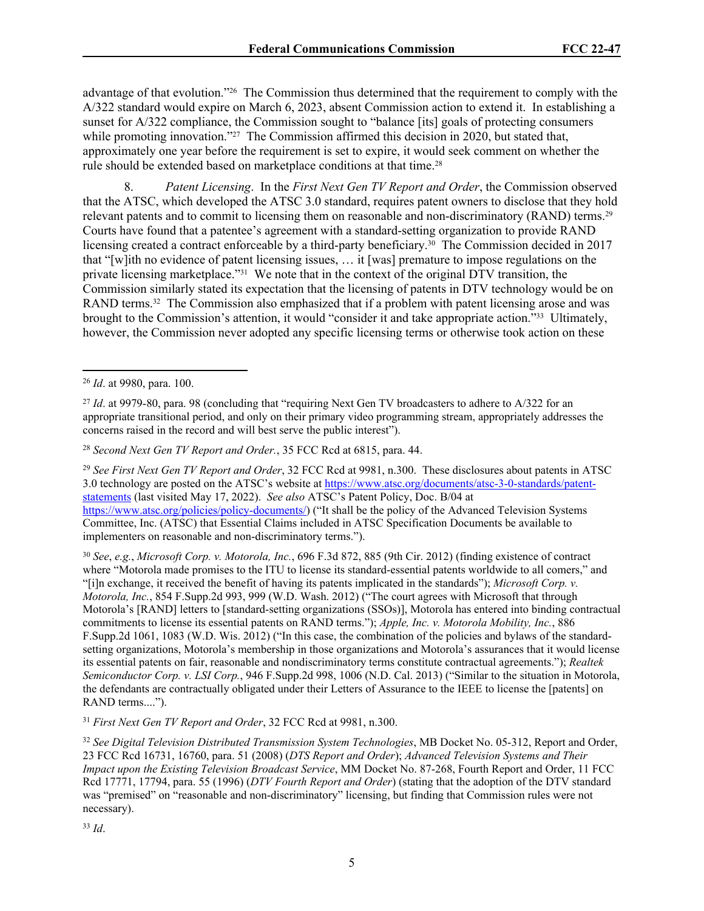advantage of that evolution."[26] The Commission thus determined that the requirement to comply with the A/322 standard would expire on March 6, 2023, absent Commission action to extend it. In establishing a sunset for A/322 compliance, the Commission sought to "balance [its] goals of protecting consumers while promoting innovation."[27] The Commission affirmed this decision in 2020, but stated that, approximately one year before the requirement is set to expire, it would seek comment on whether the rule should be extended based on marketplace conditions at that time.[28]

8. *Patent Licensing*. In the *First Next Gen TV Report and Order*, the Commission observed that the ATSC, which developed the ATSC 3.0 standard, requires patent owners to disclose that they hold relevant patents and to commit to licensing them on reasonable and non-discriminatory (RAND) terms.[29] Courts have found that a patentee's agreement with a standard-setting organization to provide RAND licensing created a contract enforceable by a third-party beneficiary.[30] The Commission decided in 2017 that "[w]ith no evidence of patent licensing issues, … it [was] premature to impose regulations on the private licensing marketplace."[31] We note that in the context of the original DTV transition, the Commission similarly stated its expectation that the licensing of patents in DTV technology would be on RAND terms.[32] The Commission also emphasized that if a problem with patent licensing arose and was brought to the Commission's attention, it would "consider it and take appropriate action."[33] Ultimately, however, the Commission never adopted any specific licensing terms or otherwise took action on these

---

[26] *Id*. at 9980, para. 100.

[27] *Id*. at 9979-80, para. 98 (concluding that "requiring Next Gen TV broadcasters to adhere to A/322 for an appropriate transitional period, and only on their primary video programming stream, appropriately addresses the concerns raised in the record and will best serve the public interest").

[28] *Second Next Gen TV Report and Order.*, 35 FCC Rcd at 6815, para. 44.

[29] *See First Next Gen TV Report and Order*, 32 FCC Rcd at 9981, n.300. These disclosures about patents in ATSC 3.0 technology are posted on the ATSC's website at https://www.atsc.org/documents/atsc-3-0-standards/patent-statements (last visited May 17, 2022). *See also* ATSC's Patent Policy, Doc. B/04 at https://www.atsc.org/policies/policy-documents/) ("It shall be the policy of the Advanced Television Systems Committee, Inc. (ATSC) that Essential Claims included in ATSC Specification Documents be available to implementers on reasonable and non-discriminatory terms.").

[30] *See*, *e.g.*, *Microsoft Corp. v. Motorola, Inc.*, 696 F.3d 872, 885 (9th Cir. 2012) (finding existence of contract where "Motorola made promises to the ITU to license its standard-essential patents worldwide to all comers," and "[i]n exchange, it received the benefit of having its patents implicated in the standards"); *Microsoft Corp. v. Motorola, Inc.*, 854 F.Supp.2d 993, 999 (W.D. Wash. 2012) ("The court agrees with Microsoft that through Motorola's [RAND] letters to [standard-setting organizations (SSOs)], Motorola has entered into binding contractual commitments to license its essential patents on RAND terms."); *Apple, Inc. v. Motorola Mobility, Inc.*, 886 F.Supp.2d 1061, 1083 (W.D. Wis. 2012) ("In this case, the combination of the policies and bylaws of the standard-setting organizations, Motorola's membership in those organizations and Motorola's assurances that it would license its essential patents on fair, reasonable and nondiscriminatory terms constitute contractual agreements."); *Realtek Semiconductor Corp. v. LSI Corp.*, 946 F.Supp.2d 998, 1006 (N.D. Cal. 2013) ("Similar to the situation in Motorola, the defendants are contractually obligated under their Letters of Assurance to the IEEE to license the [patents] on RAND terms....").

[31] *First Next Gen TV Report and Order*, 32 FCC Rcd at 9981, n.300.

[32] *See Digital Television Distributed Transmission System Technologies*, MB Docket No. 05-312, Report and Order, 23 FCC Rcd 16731, 16760, para. 51 (2008) (*DTS Report and Order*); *Advanced Television Systems and Their Impact upon the Existing Television Broadcast Service*, MM Docket No. 87-268, Fourth Report and Order, 11 FCC Rcd 17771, 17794, para. 55 (1996) (*DTV Fourth Report and Order*) (stating that the adoption of the DTV standard was "premised" on "reasonable and non-discriminatory" licensing, but finding that Commission rules were not necessary).

[33] *Id*.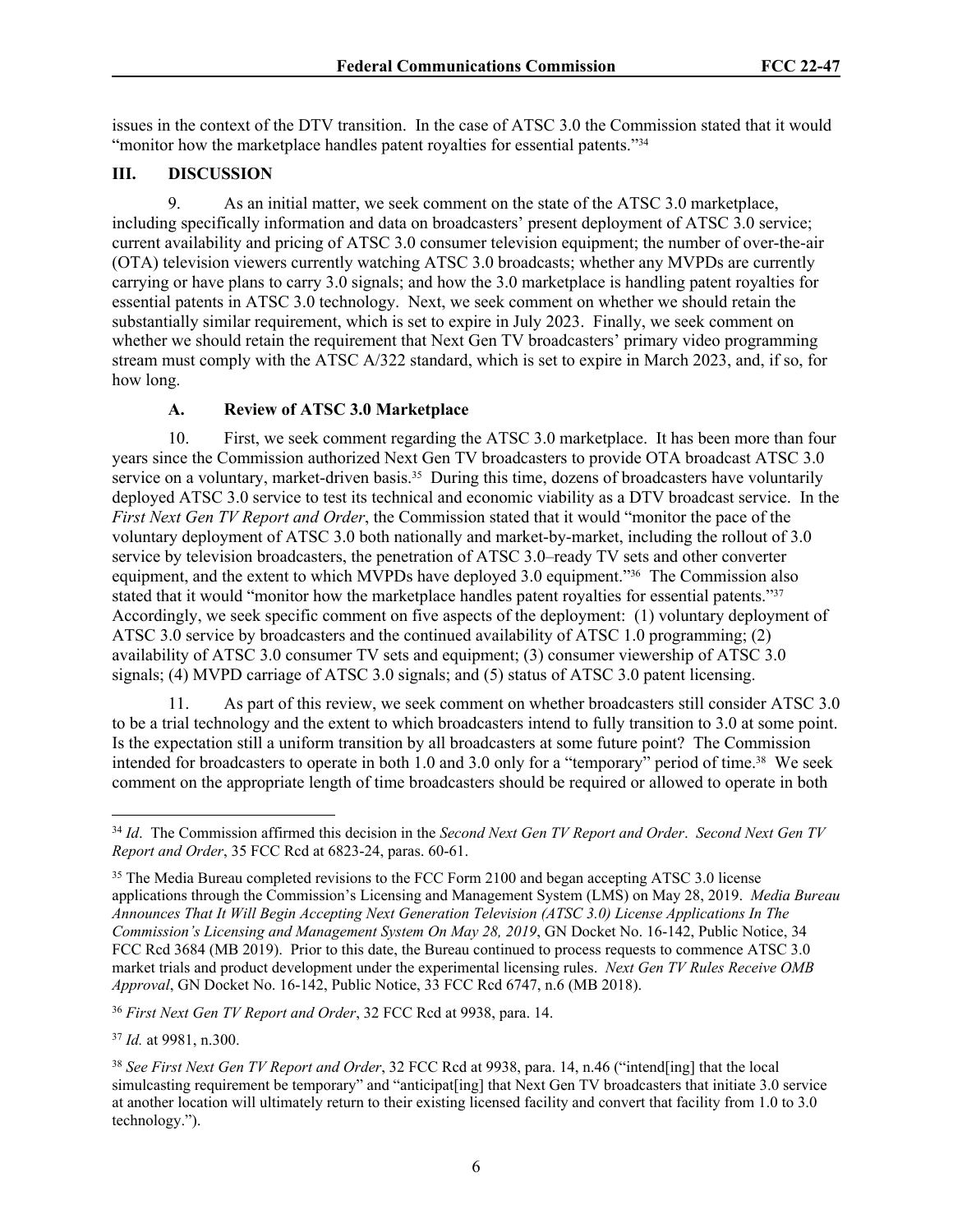issues in the context of the DTV transition. In the case of ATSC 3.0 the Commission stated that it would "monitor how the marketplace handles patent royalties for essential patents."[34]

## III. DISCUSSION

9. As an initial matter, we seek comment on the state of the ATSC 3.0 marketplace, including specifically information and data on broadcasters' present deployment of ATSC 3.0 service; current availability and pricing of ATSC 3.0 consumer television equipment; the number of over-the-air (OTA) television viewers currently watching ATSC 3.0 broadcasts; whether any MVPDs are currently carrying or have plans to carry 3.0 signals; and how the 3.0 marketplace is handling patent royalties for essential patents in ATSC 3.0 technology. Next, we seek comment on whether we should retain the substantially similar requirement, which is set to expire in July 2023. Finally, we seek comment on whether we should retain the requirement that Next Gen TV broadcasters' primary video programming stream must comply with the ATSC A/322 standard, which is set to expire in March 2023, and, if so, for how long.

### A. Review of ATSC 3.0 Marketplace

10. First, we seek comment regarding the ATSC 3.0 marketplace. It has been more than four years since the Commission authorized Next Gen TV broadcasters to provide OTA broadcast ATSC 3.0 service on a voluntary, market-driven basis.[35] During this time, dozens of broadcasters have voluntarily deployed ATSC 3.0 service to test its technical and economic viability as a DTV broadcast service. In the *First Next Gen TV Report and Order*, the Commission stated that it would "monitor the pace of the voluntary deployment of ATSC 3.0 both nationally and market-by-market, including the rollout of 3.0 service by television broadcasters, the penetration of ATSC 3.0–ready TV sets and other converter equipment, and the extent to which MVPDs have deployed 3.0 equipment."[36] The Commission also stated that it would "monitor how the marketplace handles patent royalties for essential patents."[37] Accordingly, we seek specific comment on five aspects of the deployment: (1) voluntary deployment of ATSC 3.0 service by broadcasters and the continued availability of ATSC 1.0 programming; (2) availability of ATSC 3.0 consumer TV sets and equipment; (3) consumer viewership of ATSC 3.0 signals; (4) MVPD carriage of ATSC 3.0 signals; and (5) status of ATSC 3.0 patent licensing.

11. As part of this review, we seek comment on whether broadcasters still consider ATSC 3.0 to be a trial technology and the extent to which broadcasters intend to fully transition to 3.0 at some point. Is the expectation still a uniform transition by all broadcasters at some future point? The Commission intended for broadcasters to operate in both 1.0 and 3.0 only for a "temporary" period of time.[38] We seek comment on the appropriate length of time broadcasters should be required or allowed to operate in both

---

[34] *Id*. The Commission affirmed this decision in the *Second Next Gen TV Report and Order*. *Second Next Gen TV Report and Order*, 35 FCC Rcd at 6823-24, paras. 60-61.

[35] The Media Bureau completed revisions to the FCC Form 2100 and began accepting ATSC 3.0 license applications through the Commission's Licensing and Management System (LMS) on May 28, 2019. *Media Bureau Announces That It Will Begin Accepting Next Generation Television (ATSC 3.0) License Applications In The Commission's Licensing and Management System On May 28, 2019*, GN Docket No. 16-142, Public Notice, 34 FCC Rcd 3684 (MB 2019). Prior to this date, the Bureau continued to process requests to commence ATSC 3.0 market trials and product development under the experimental licensing rules. *Next Gen TV Rules Receive OMB Approval*, GN Docket No. 16-142, Public Notice, 33 FCC Rcd 6747, n.6 (MB 2018).

[36] *First Next Gen TV Report and Order*, 32 FCC Rcd at 9938, para. 14.

[37] *Id.* at 9981, n.300.

[38] *See First Next Gen TV Report and Order*, 32 FCC Rcd at 9938, para. 14, n.46 ("intend[ing] that the local simulcasting requirement be temporary" and "anticipat[ing] that Next Gen TV broadcasters that initiate 3.0 service at another location will ultimately return to their existing licensed facility and convert that facility from 1.0 to 3.0 technology.").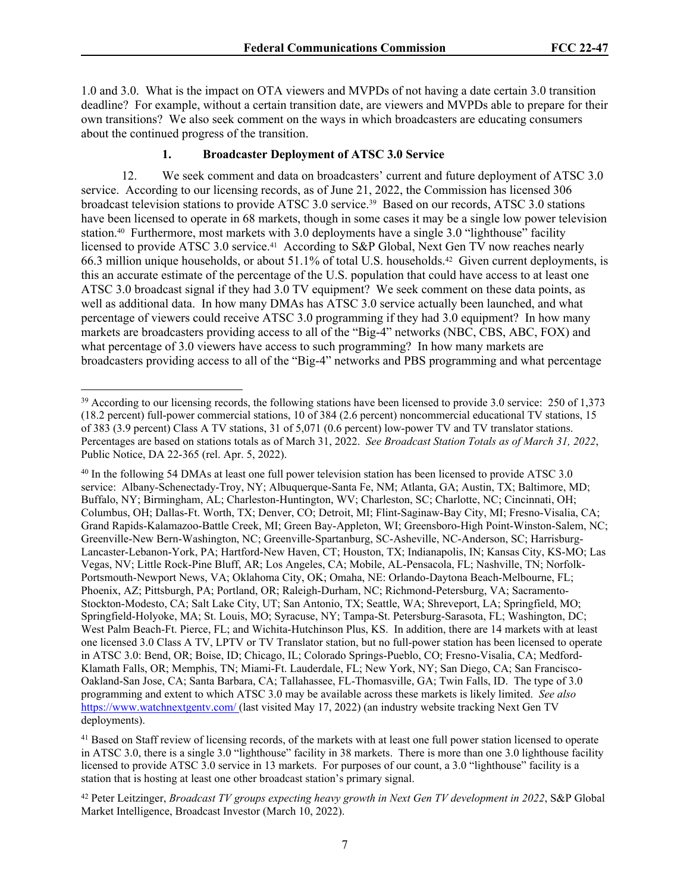1.0 and 3.0. What is the impact on OTA viewers and MVPDs of not having a date certain 3.0 transition deadline? For example, without a certain transition date, are viewers and MVPDs able to prepare for their own transitions? We also seek comment on the ways in which broadcasters are educating consumers about the continued progress of the transition.

### 1. Broadcaster Deployment of ATSC 3.0 Service

12. We seek comment and data on broadcasters' current and future deployment of ATSC 3.0 service. According to our licensing records, as of June 21, 2022, the Commission has licensed 306 broadcast television stations to provide ATSC 3.0 service.[39] Based on our records, ATSC 3.0 stations have been licensed to operate in 68 markets, though in some cases it may be a single low power television station.[40] Furthermore, most markets with 3.0 deployments have a single 3.0 "lighthouse" facility licensed to provide ATSC 3.0 service.[41] According to S&P Global, Next Gen TV now reaches nearly 66.3 million unique households, or about 51.1% of total U.S. households.[42] Given current deployments, is this an accurate estimate of the percentage of the U.S. population that could have access to at least one ATSC 3.0 broadcast signal if they had 3.0 TV equipment? We seek comment on these data points, as well as additional data. In how many DMAs has ATSC 3.0 service actually been launched, and what percentage of viewers could receive ATSC 3.0 programming if they had 3.0 equipment? In how many markets are broadcasters providing access to all of the "Big-4" networks (NBC, CBS, ABC, FOX) and what percentage of 3.0 viewers have access to such programming? In how many markets are broadcasters providing access to all of the "Big-4" networks and PBS programming and what percentage

---

[39] According to our licensing records, the following stations have been licensed to provide 3.0 service: 250 of 1,373 (18.2 percent) full-power commercial stations, 10 of 384 (2.6 percent) noncommercial educational TV stations, 15 of 383 (3.9 percent) Class A TV stations, 31 of 5,071 (0.6 percent) low-power TV and TV translator stations. Percentages are based on stations totals as of March 31, 2022. *See Broadcast Station Totals as of March 31, 2022*, Public Notice, DA 22-365 (rel. Apr. 5, 2022).

[40] In the following 54 DMAs at least one full power television station has been licensed to provide ATSC 3.0 service: Albany-Schenectady-Troy, NY; Albuquerque-Santa Fe, NM; Atlanta, GA; Austin, TX; Baltimore, MD; Buffalo, NY; Birmingham, AL; Charleston-Huntington, WV; Charleston, SC; Charlotte, NC; Cincinnati, OH; Columbus, OH; Dallas-Ft. Worth, TX; Denver, CO; Detroit, MI; Flint-Saginaw-Bay City, MI; Fresno-Visalia, CA; Grand Rapids-Kalamazoo-Battle Creek, MI; Green Bay-Appleton, WI; Greensboro-High Point-Winston-Salem, NC; Greenville-New Bern-Washington, NC; Greenville-Spartanburg, SC-Asheville, NC-Anderson, SC; Harrisburg-Lancaster-Lebanon-York, PA; Hartford-New Haven, CT; Houston, TX; Indianapolis, IN; Kansas City, KS-MO; Las Vegas, NV; Little Rock-Pine Bluff, AR; Los Angeles, CA; Mobile, AL-Pensacola, FL; Nashville, TN; Norfolk-Portsmouth-Newport News, VA; Oklahoma City, OK; Omaha, NE: Orlando-Daytona Beach-Melbourne, FL; Phoenix, AZ; Pittsburgh, PA; Portland, OR; Raleigh-Durham, NC; Richmond-Petersburg, VA; Sacramento-Stockton-Modesto, CA; Salt Lake City, UT; San Antonio, TX; Seattle, WA; Shreveport, LA; Springfield, MO; Springfield-Holyoke, MA; St. Louis, MO; Syracuse, NY; Tampa-St. Petersburg-Sarasota, FL; Washington, DC; West Palm Beach-Ft. Pierce, FL; and Wichita-Hutchinson Plus, KS. In addition, there are 14 markets with at least one licensed 3.0 Class A TV, LPTV or TV Translator station, but no full-power station has been licensed to operate in ATSC 3.0: Bend, OR; Boise, ID; Chicago, IL; Colorado Springs-Pueblo, CO; Fresno-Visalia, CA; Medford-Klamath Falls, OR; Memphis, TN; Miami-Ft. Lauderdale, FL; New York, NY; San Diego, CA; San Francisco-Oakland-San Jose, CA; Santa Barbara, CA; Tallahassee, FL-Thomasville, GA; Twin Falls, ID. The type of 3.0 programming and extent to which ATSC 3.0 may be available across these markets is likely limited. *See also* https://www.watchnextgentv.com/ (last visited May 17, 2022) (an industry website tracking Next Gen TV deployments).

[41] Based on Staff review of licensing records, of the markets with at least one full power station licensed to operate in ATSC 3.0, there is a single 3.0 "lighthouse" facility in 38 markets. There is more than one 3.0 lighthouse facility licensed to provide ATSC 3.0 service in 13 markets. For purposes of our count, a 3.0 "lighthouse" facility is a station that is hosting at least one other broadcast station's primary signal.

[42] Peter Leitzinger, *Broadcast TV groups expecting heavy growth in Next Gen TV development in 2022*, S&P Global Market Intelligence, Broadcast Investor (March 10, 2022).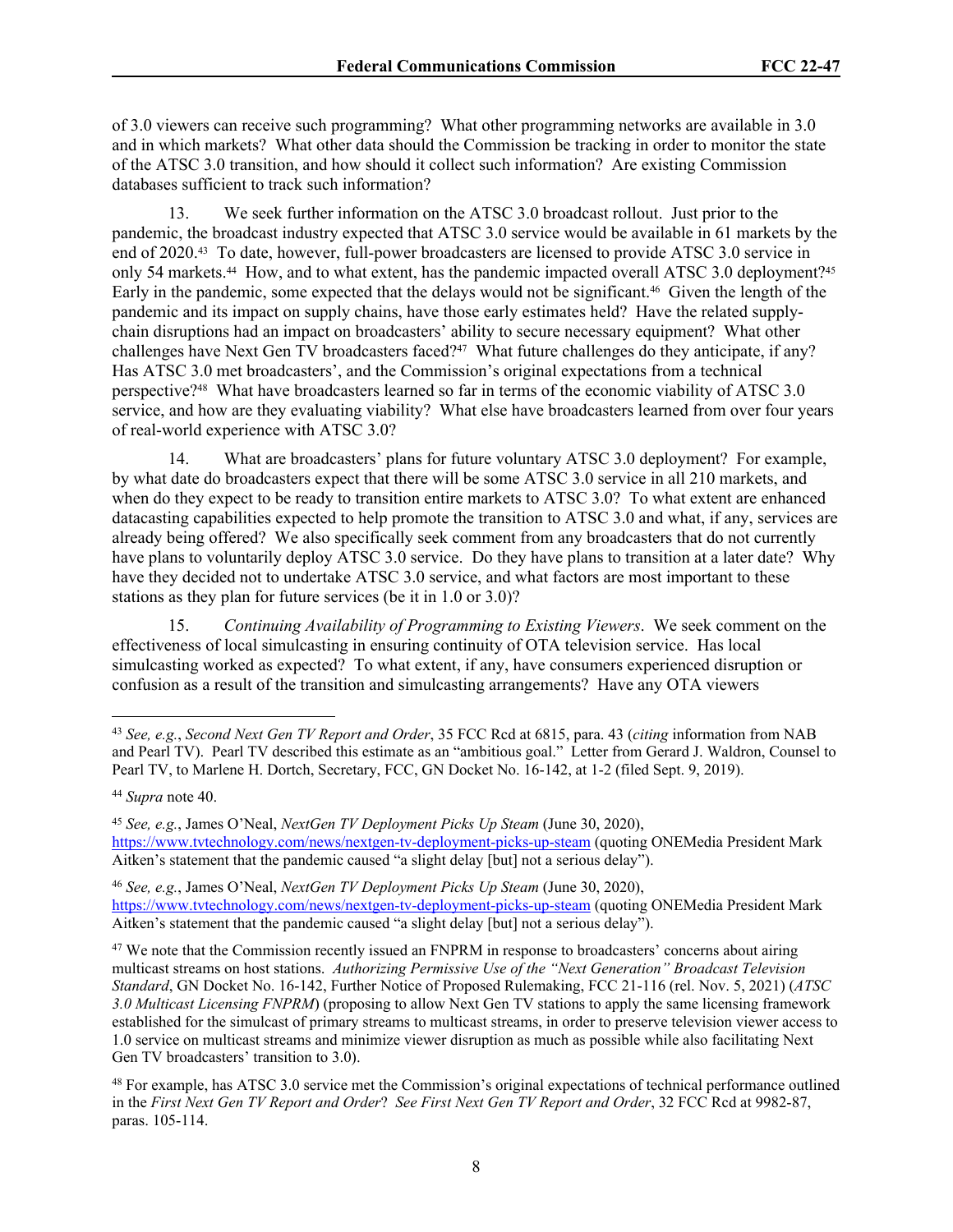of 3.0 viewers can receive such programming? What other programming networks are available in 3.0 and in which markets? What other data should the Commission be tracking in order to monitor the state of the ATSC 3.0 transition, and how should it collect such information? Are existing Commission databases sufficient to track such information?

13. We seek further information on the ATSC 3.0 broadcast rollout. Just prior to the pandemic, the broadcast industry expected that ATSC 3.0 service would be available in 61 markets by the end of 2020.[43] To date, however, full-power broadcasters are licensed to provide ATSC 3.0 service in only 54 markets.[44] How, and to what extent, has the pandemic impacted overall ATSC 3.0 deployment?[45] Early in the pandemic, some expected that the delays would not be significant.[46] Given the length of the pandemic and its impact on supply chains, have those early estimates held? Have the related supply-chain disruptions had an impact on broadcasters' ability to secure necessary equipment? What other challenges have Next Gen TV broadcasters faced?[47] What future challenges do they anticipate, if any? Has ATSC 3.0 met broadcasters', and the Commission's original expectations from a technical perspective?[48] What have broadcasters learned so far in terms of the economic viability of ATSC 3.0 service, and how are they evaluating viability? What else have broadcasters learned from over four years of real-world experience with ATSC 3.0?

14. What are broadcasters' plans for future voluntary ATSC 3.0 deployment? For example, by what date do broadcasters expect that there will be some ATSC 3.0 service in all 210 markets, and when do they expect to be ready to transition entire markets to ATSC 3.0? To what extent are enhanced datacasting capabilities expected to help promote the transition to ATSC 3.0 and what, if any, services are already being offered? We also specifically seek comment from any broadcasters that do not currently have plans to voluntarily deploy ATSC 3.0 service. Do they have plans to transition at a later date? Why have they decided not to undertake ATSC 3.0 service, and what factors are most important to these stations as they plan for future services (be it in 1.0 or 3.0)?

15. *Continuing Availability of Programming to Existing Viewers*. We seek comment on the effectiveness of local simulcasting in ensuring continuity of OTA television service. Has local simulcasting worked as expected? To what extent, if any, have consumers experienced disruption or confusion as a result of the transition and simulcasting arrangements? Have any OTA viewers

---

[43] *See, e.g.*, *Second Next Gen TV Report and Order*, 35 FCC Rcd at 6815, para. 43 (*citing* information from NAB and Pearl TV). Pearl TV described this estimate as an "ambitious goal." Letter from Gerard J. Waldron, Counsel to Pearl TV, to Marlene H. Dortch, Secretary, FCC, GN Docket No. 16-142, at 1-2 (filed Sept. 9, 2019).

[44] *Supra* note 40.

[45] *See, e.g.*, James O'Neal, *NextGen TV Deployment Picks Up Steam* (June 30, 2020), https://www.tvtechnology.com/news/nextgen-tv-deployment-picks-up-steam (quoting ONEMedia President Mark Aitken's statement that the pandemic caused "a slight delay [but] not a serious delay").

[46] *See, e.g.*, James O'Neal, *NextGen TV Deployment Picks Up Steam* (June 30, 2020), https://www.tvtechnology.com/news/nextgen-tv-deployment-picks-up-steam (quoting ONEMedia President Mark Aitken's statement that the pandemic caused "a slight delay [but] not a serious delay").

[47] We note that the Commission recently issued an FNPRM in response to broadcasters' concerns about airing multicast streams on host stations. *Authorizing Permissive Use of the "Next Generation" Broadcast Television Standard*, GN Docket No. 16-142, Further Notice of Proposed Rulemaking, FCC 21-116 (rel. Nov. 5, 2021) (*ATSC 3.0 Multicast Licensing FNPRM*) (proposing to allow Next Gen TV stations to apply the same licensing framework established for the simulcast of primary streams to multicast streams, in order to preserve television viewer access to 1.0 service on multicast streams and minimize viewer disruption as much as possible while also facilitating Next Gen TV broadcasters' transition to 3.0).

[48] For example, has ATSC 3.0 service met the Commission's original expectations of technical performance outlined in the *First Next Gen TV Report and Order*? *See First Next Gen TV Report and Order*, 32 FCC Rcd at 9982-87, paras. 105-114.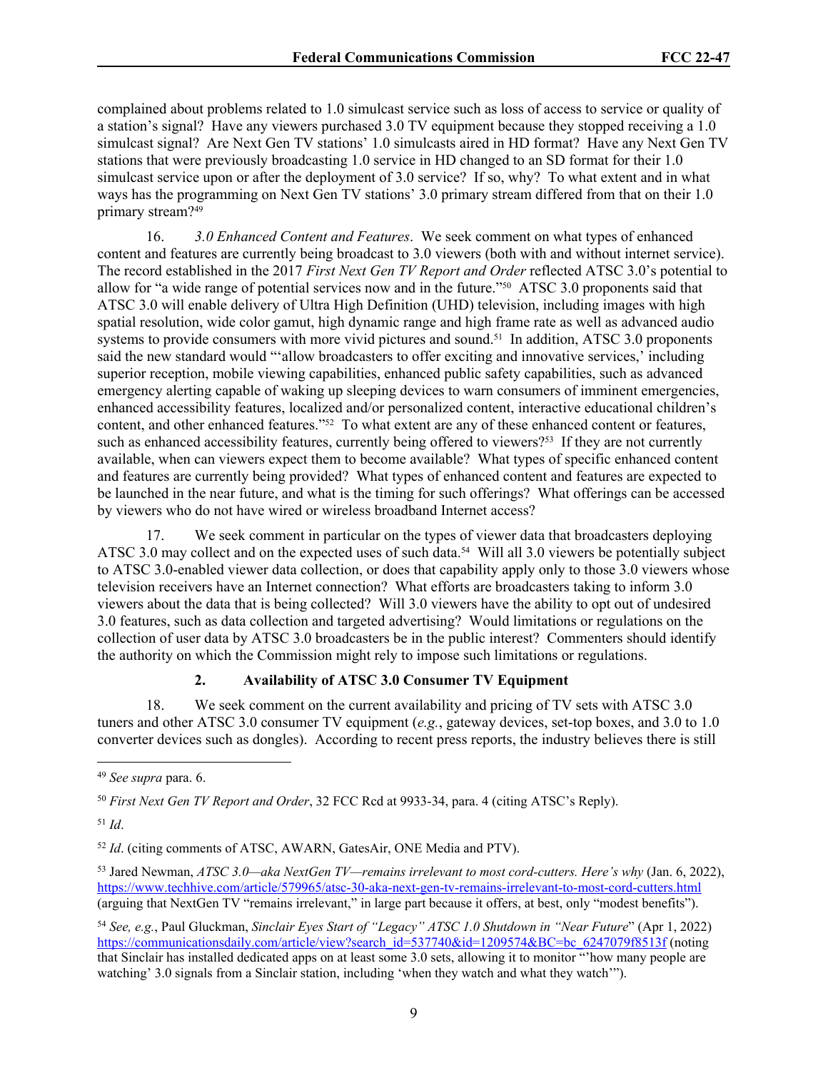complained about problems related to 1.0 simulcast service such as loss of access to service or quality of a station's signal? Have any viewers purchased 3.0 TV equipment because they stopped receiving a 1.0 simulcast signal? Are Next Gen TV stations' 1.0 simulcasts aired in HD format? Have any Next Gen TV stations that were previously broadcasting 1.0 service in HD changed to an SD format for their 1.0 simulcast service upon or after the deployment of 3.0 service? If so, why? To what extent and in what ways has the programming on Next Gen TV stations' 3.0 primary stream differed from that on their 1.0 primary stream?[49]

16. *3.0 Enhanced Content and Features*. We seek comment on what types of enhanced content and features are currently being broadcast to 3.0 viewers (both with and without internet service). The record established in the 2017 *First Next Gen TV Report and Order* reflected ATSC 3.0's potential to allow for "a wide range of potential services now and in the future."[50] ATSC 3.0 proponents said that ATSC 3.0 will enable delivery of Ultra High Definition (UHD) television, including images with high spatial resolution, wide color gamut, high dynamic range and high frame rate as well as advanced audio systems to provide consumers with more vivid pictures and sound.[51] In addition, ATSC 3.0 proponents said the new standard would "'allow broadcasters to offer exciting and innovative services,' including superior reception, mobile viewing capabilities, enhanced public safety capabilities, such as advanced emergency alerting capable of waking up sleeping devices to warn consumers of imminent emergencies, enhanced accessibility features, localized and/or personalized content, interactive educational children's content, and other enhanced features."[52] To what extent are any of these enhanced content or features, such as enhanced accessibility features, currently being offered to viewers?[53] If they are not currently available, when can viewers expect them to become available? What types of specific enhanced content and features are currently being provided? What types of enhanced content and features are expected to be launched in the near future, and what is the timing for such offerings? What offerings can be accessed by viewers who do not have wired or wireless broadband Internet access?

17. We seek comment in particular on the types of viewer data that broadcasters deploying ATSC 3.0 may collect and on the expected uses of such data.[54] Will all 3.0 viewers be potentially subject to ATSC 3.0-enabled viewer data collection, or does that capability apply only to those 3.0 viewers whose television receivers have an Internet connection? What efforts are broadcasters taking to inform 3.0 viewers about the data that is being collected? Will 3.0 viewers have the ability to opt out of undesired 3.0 features, such as data collection and targeted advertising? Would limitations or regulations on the collection of user data by ATSC 3.0 broadcasters be in the public interest? Commenters should identify the authority on which the Commission might rely to impose such limitations or regulations.

### 2. Availability of ATSC 3.0 Consumer TV Equipment

18. We seek comment on the current availability and pricing of TV sets with ATSC 3.0 tuners and other ATSC 3.0 consumer TV equipment (*e.g.*, gateway devices, set-top boxes, and 3.0 to 1.0 converter devices such as dongles). According to recent press reports, the industry believes there is still

---

[49] *See supra* para. 6.

[50] *First Next Gen TV Report and Order*, 32 FCC Rcd at 9933-34, para. 4 (citing ATSC's Reply).

[51] *Id*.

[52] *Id*. (citing comments of ATSC, AWARN, GatesAir, ONE Media and PTV).

[53] Jared Newman, *ATSC 3.0—aka NextGen TV—remains irrelevant to most cord-cutters. Here's why* (Jan. 6, 2022), https://www.techhive.com/article/579965/atsc-30-aka-next-gen-tv-remains-irrelevant-to-most-cord-cutters.html (arguing that NextGen TV "remains irrelevant," in large part because it offers, at best, only "modest benefits").

[54] *See, e.g.*, Paul Gluckman, *Sinclair Eyes Start of "Legacy" ATSC 1.0 Shutdown in "Near Future*" (Apr 1, 2022) https://communicationsdaily.com/article/view?search_id=537740&id=1209574&BC=bc_6247079f8513f (noting that Sinclair has installed dedicated apps on at least some 3.0 sets, allowing it to monitor "'how many people are watching' 3.0 signals from a Sinclair station, including 'when they watch and what they watch'").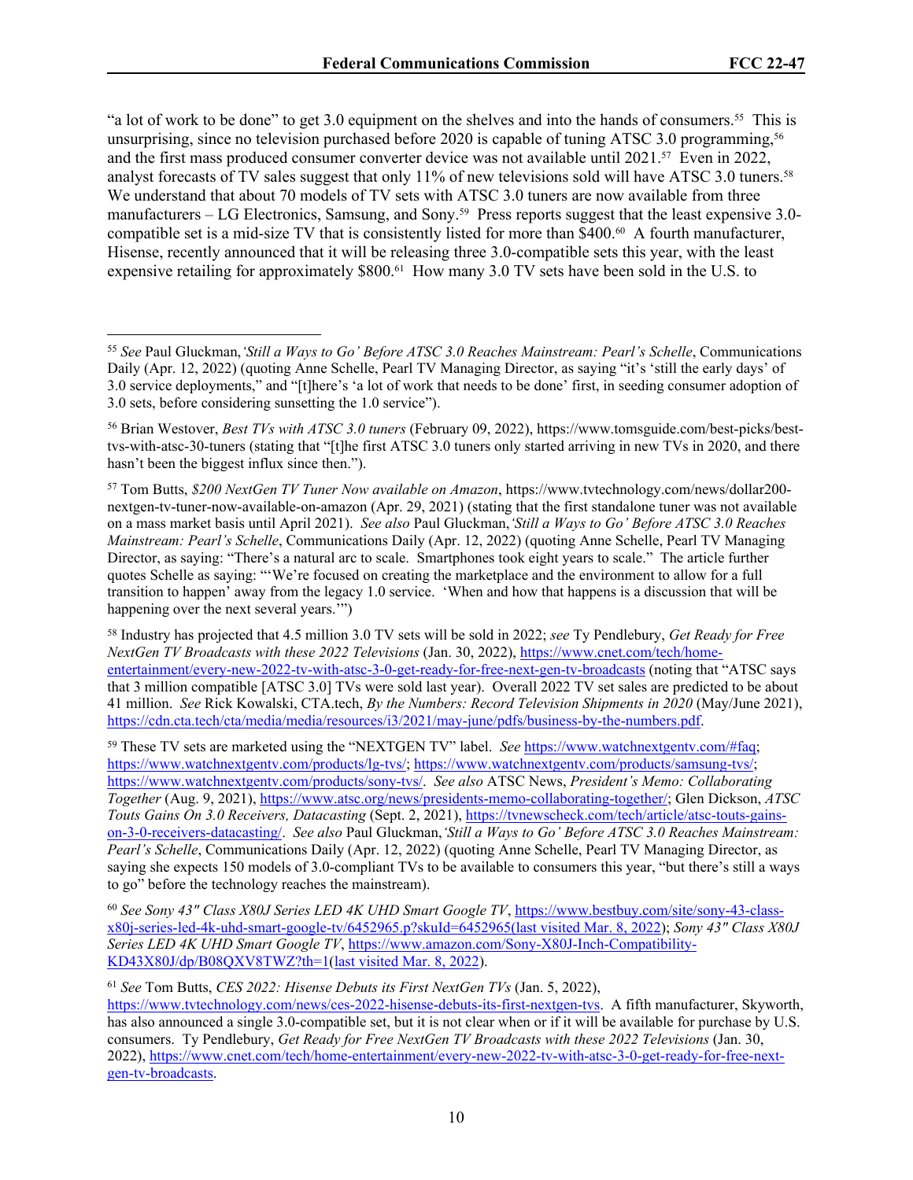"a lot of work to be done" to get 3.0 equipment on the shelves and into the hands of consumers.[55] This is unsurprising, since no television purchased before 2020 is capable of tuning ATSC 3.0 programming,[56] and the first mass produced consumer converter device was not available until 2021.[57] Even in 2022, analyst forecasts of TV sales suggest that only 11% of new televisions sold will have ATSC 3.0 tuners.[58] We understand that about 70 models of TV sets with ATSC 3.0 tuners are now available from three manufacturers – LG Electronics, Samsung, and Sony.[59] Press reports suggest that the least expensive 3.0-compatible set is a mid-size TV that is consistently listed for more than $400.[60] A fourth manufacturer, Hisense, recently announced that it will be releasing three 3.0-compatible sets this year, with the least expensive retailing for approximately $800.[61] How many 3.0 TV sets have been sold in the U.S. to

---

[55] *See* Paul Gluckman, *'Still a Ways to Go' Before ATSC 3.0 Reaches Mainstream: Pearl's Schelle*, Communications Daily (Apr. 12, 2022) (quoting Anne Schelle, Pearl TV Managing Director, as saying "it's 'still the early days' of 3.0 service deployments," and "[t]here's 'a lot of work that needs to be done' first, in seeding consumer adoption of 3.0 sets, before considering sunsetting the 1.0 service").

[56] Brian Westover, *Best TVs with ATSC 3.0 tuners* (February 09, 2022), https://www.tomsguide.com/best-picks/best-tvs-with-atsc-30-tuners (stating that "[t]he first ATSC 3.0 tuners only started arriving in new TVs in 2020, and there hasn't been the biggest influx since then.").

[57] Tom Butts, *$200 NextGen TV Tuner Now available on Amazon*, https://www.tvtechnology.com/news/dollar200-nextgen-tv-tuner-now-available-on-amazon (Apr. 29, 2021) (stating that the first standalone tuner was not available on a mass market basis until April 2021). *See also* Paul Gluckman, *'Still a Ways to Go' Before ATSC 3.0 Reaches Mainstream: Pearl's Schelle*, Communications Daily (Apr. 12, 2022) (quoting Anne Schelle, Pearl TV Managing Director, as saying: "There's a natural arc to scale. Smartphones took eight years to scale." The article further quotes Schelle as saying: "'We're focused on creating the marketplace and the environment to allow for a full transition to happen' away from the legacy 1.0 service. 'When and how that happens is a discussion that will be happening over the next several years.'")

[58] Industry has projected that 4.5 million 3.0 TV sets will be sold in 2022; *see* Ty Pendlebury, *Get Ready for Free NextGen TV Broadcasts with these 2022 Televisions* (Jan. 30, 2022), https://www.cnet.com/tech/home-entertainment/every-new-2022-tv-with-atsc-3-0-get-ready-for-free-next-gen-tv-broadcasts (noting that "ATSC says that 3 million compatible [ATSC 3.0] TVs were sold last year). Overall 2022 TV set sales are predicted to be about 41 million. *See* Rick Kowalski, CTA.tech, *By the Numbers: Record Television Shipments in 2020* (May/June 2021), https://cdn.cta.tech/cta/media/media/resources/i3/2021/may-june/pdfs/business-by-the-numbers.pdf.

[59] These TV sets are marketed using the "NEXTGEN TV" label. *See* https://www.watchnextgentv.com/#faq; https://www.watchnextgentv.com/products/lg-tvs/; https://www.watchnextgentv.com/products/samsung-tvs/; https://www.watchnextgentv.com/products/sony-tvs/. *See also* ATSC News, *President's Memo: Collaborating Together* (Aug. 9, 2021), https://www.atsc.org/news/presidents-memo-collaborating-together/; Glen Dickson, *ATSC Touts Gains On 3.0 Receivers, Datacasting* (Sept. 2, 2021), https://tvnewscheck.com/tech/article/atsc-touts-gains-on-3-0-receivers-datacasting/. *See also* Paul Gluckman, *'Still a Ways to Go' Before ATSC 3.0 Reaches Mainstream: Pearl's Schelle*, Communications Daily (Apr. 12, 2022) (quoting Anne Schelle, Pearl TV Managing Director, as saying she expects 150 models of 3.0-compliant TVs to be available to consumers this year, "but there's still a ways to go" before the technology reaches the mainstream).

[60] *See Sony 43" Class X80J Series LED 4K UHD Smart Google TV*, https://www.bestbuy.com/site/sony-43-class-x80j-series-led-4k-uhd-smart-google-tv/6452965.p?skuId=6452965(last visited Mar. 8, 2022); *Sony 43" Class X80J Series LED 4K UHD Smart Google TV*, https://www.amazon.com/Sony-X80J-Inch-Compatibility-KD43X80J/dp/B08QXV8TWZ?th=1(last visited Mar. 8, 2022).

[61] *See* Tom Butts, *CES 2022: Hisense Debuts its First NextGen TVs* (Jan. 5, 2022), https://www.tvtechnology.com/news/ces-2022-hisense-debuts-its-first-nextgen-tvs. A fifth manufacturer, Skyworth, has also announced a single 3.0-compatible set, but it is not clear when or if it will be available for purchase by U.S. consumers. Ty Pendlebury, *Get Ready for Free NextGen TV Broadcasts with these 2022 Televisions* (Jan. 30, 2022), https://www.cnet.com/tech/home-entertainment/every-new-2022-tv-with-atsc-3-0-get-ready-for-free-next-gen-tv-broadcasts.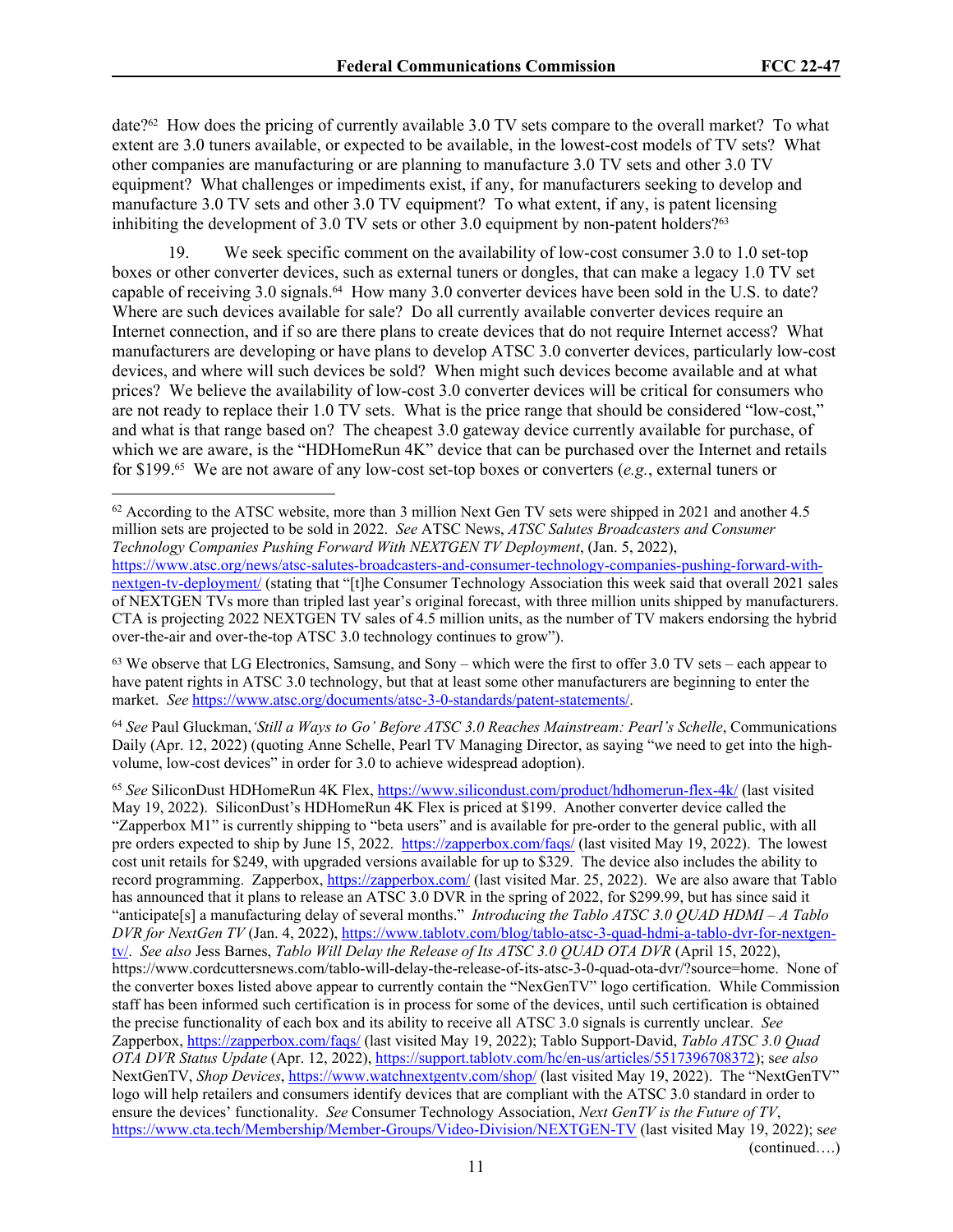date?[62] How does the pricing of currently available 3.0 TV sets compare to the overall market? To what extent are 3.0 tuners available, or expected to be available, in the lowest-cost models of TV sets? What other companies are manufacturing or are planning to manufacture 3.0 TV sets and other 3.0 TV equipment? What challenges or impediments exist, if any, for manufacturers seeking to develop and manufacture 3.0 TV sets and other 3.0 TV equipment? To what extent, if any, is patent licensing inhibiting the development of 3.0 TV sets or other 3.0 equipment by non-patent holders?[63]

19. We seek specific comment on the availability of low-cost consumer 3.0 to 1.0 set-top boxes or other converter devices, such as external tuners or dongles, that can make a legacy 1.0 TV set capable of receiving 3.0 signals.[64] How many 3.0 converter devices have been sold in the U.S. to date? Where are such devices available for sale? Do all currently available converter devices require an Internet connection, and if so are there plans to create devices that do not require Internet access? What manufacturers are developing or have plans to develop ATSC 3.0 converter devices, particularly low-cost devices, and where will such devices be sold? When might such devices become available and at what prices? We believe the availability of low-cost 3.0 converter devices will be critical for consumers who are not ready to replace their 1.0 TV sets. What is the price range that should be considered "low-cost," and what is that range based on? The cheapest 3.0 gateway device currently available for purchase, of which we are aware, is the "HDHomeRun 4K" device that can be purchased over the Internet and retails for $199.[65] We are not aware of any low-cost set-top boxes or converters (*e.g.*, external tuners or

---

[62] According to the ATSC website, more than 3 million Next Gen TV sets were shipped in 2021 and another 4.5 million sets are projected to be sold in 2022. *See* ATSC News, *ATSC Salutes Broadcasters and Consumer Technology Companies Pushing Forward With NEXTGEN TV Deployment*, (Jan. 5, 2022), https://www.atsc.org/news/atsc-salutes-broadcasters-and-consumer-technology-companies-pushing-forward-with-nextgen-tv-deployment/ (stating that "[t]he Consumer Technology Association this week said that overall 2021 sales of NEXTGEN TVs more than tripled last year's original forecast, with three million units shipped by manufacturers. CTA is projecting 2022 NEXTGEN TV sales of 4.5 million units, as the number of TV makers endorsing the hybrid over-the-air and over-the-top ATSC 3.0 technology continues to grow").

[63] We observe that LG Electronics, Samsung, and Sony – which were the first to offer 3.0 TV sets – each appear to have patent rights in ATSC 3.0 technology, but that at least some other manufacturers are beginning to enter the market. *See* https://www.atsc.org/documents/atsc-3-0-standards/patent-statements/.

[64] *See* Paul Gluckman, *'Still a Ways to Go' Before ATSC 3.0 Reaches Mainstream: Pearl's Schelle*, Communications Daily (Apr. 12, 2022) (quoting Anne Schelle, Pearl TV Managing Director, as saying "we need to get into the high-volume, low-cost devices" in order for 3.0 to achieve widespread adoption).

[65] *See* SiliconDust HDHomeRun 4K Flex, https://www.silicondust.com/product/hdhomerun-flex-4k/ (last visited May 19, 2022). SiliconDust's HDHomeRun 4K Flex is priced at $199. Another converter device called the "Zapperbox M1" is currently shipping to "beta users" and is available for pre-order to the general public, with all pre orders expected to ship by June 15, 2022. https://zapperbox.com/faqs/ (last visited May 19, 2022). The lowest cost unit retails for $249, with upgraded versions available for up to $329. The device also includes the ability to record programming. Zapperbox, https://zapperbox.com/ (last visited Mar. 25, 2022). We are also aware that Tablo has announced that it plans to release an ATSC 3.0 DVR in the spring of 2022, for $299.99, but has since said it "anticipate[s] a manufacturing delay of several months." *Introducing the Tablo ATSC 3.0 QUAD HDMI – A Tablo DVR for NextGen TV* (Jan. 4, 2022), https://www.tablotv.com/blog/tablo-atsc-3-quad-hdmi-a-tablo-dvr-for-nextgen-tv/. *See also* Jess Barnes, *Tablo Will Delay the Release of Its ATSC 3.0 QUAD OTA DVR* (April 15, 2022), https://www.cordcuttersnews.com/tablo-will-delay-the-release-of-its-atsc-3-0-quad-ota-dvr/?source=home. None of the converter boxes listed above appear to currently contain the "NexGenTV" logo certification. While Commission staff has been informed such certification is in process for some of the devices, until such certification is obtained the precise functionality of each box and its ability to receive all ATSC 3.0 signals is currently unclear. *See* Zapperbox, https://zapperbox.com/faqs/ (last visited May 19, 2022); Tablo Support-David, *Tablo ATSC 3.0 Quad OTA DVR Status Update* (Apr. 12, 2022), https://support.tablotv.com/hc/en-us/articles/5517396708372); *see also* NextGenTV, *Shop Devices*, https://www.watchnextgentv.com/shop/ (last visited May 19, 2022). The "NextGenTV" logo will help retailers and consumers identify devices that are compliant with the ATSC 3.0 standard in order to ensure the devices' functionality. *See* Consumer Technology Association, *Next GenTV is the Future of TV*, https://www.cta.tech/Membership/Member-Groups/Video-Division/NEXTGEN-TV (last visited May 19, 2022); *see*

(continued….)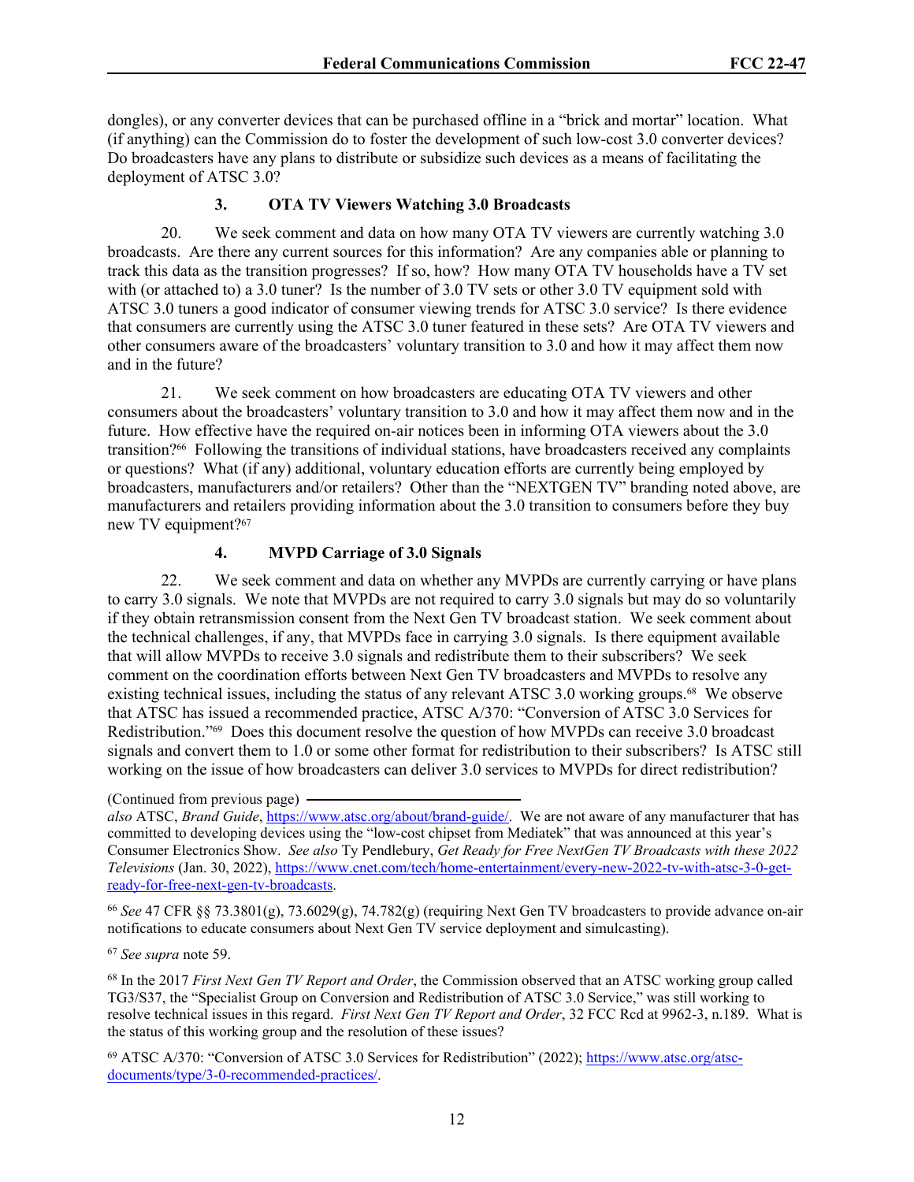dongles), or any converter devices that can be purchased offline in a "brick and mortar" location. What (if anything) can the Commission do to foster the development of such low-cost 3.0 converter devices? Do broadcasters have any plans to distribute or subsidize such devices as a means of facilitating the deployment of ATSC 3.0?

### 3. OTA TV Viewers Watching 3.0 Broadcasts

20. We seek comment and data on how many OTA TV viewers are currently watching 3.0 broadcasts. Are there any current sources for this information? Are any companies able or planning to track this data as the transition progresses? If so, how? How many OTA TV households have a TV set with (or attached to) a 3.0 tuner? Is the number of 3.0 TV sets or other 3.0 TV equipment sold with ATSC 3.0 tuners a good indicator of consumer viewing trends for ATSC 3.0 service? Is there evidence that consumers are currently using the ATSC 3.0 tuner featured in these sets? Are OTA TV viewers and other consumers aware of the broadcasters' voluntary transition to 3.0 and how it may affect them now and in the future?

21. We seek comment on how broadcasters are educating OTA TV viewers and other consumers about the broadcasters' voluntary transition to 3.0 and how it may affect them now and in the future. How effective have the required on-air notices been in informing OTA viewers about the 3.0 transition?[66] Following the transitions of individual stations, have broadcasters received any complaints or questions? What (if any) additional, voluntary education efforts are currently being employed by broadcasters, manufacturers and/or retailers? Other than the "NEXTGEN TV" branding noted above, are manufacturers and retailers providing information about the 3.0 transition to consumers before they buy new TV equipment?[67]

### 4. MVPD Carriage of 3.0 Signals

22. We seek comment and data on whether any MVPDs are currently carrying or have plans to carry 3.0 signals. We note that MVPDs are not required to carry 3.0 signals but may do so voluntarily if they obtain retransmission consent from the Next Gen TV broadcast station. We seek comment about the technical challenges, if any, that MVPDs face in carrying 3.0 signals. Is there equipment available that will allow MVPDs to receive 3.0 signals and redistribute them to their subscribers? We seek comment on the coordination efforts between Next Gen TV broadcasters and MVPDs to resolve any existing technical issues, including the status of any relevant ATSC 3.0 working groups.[68] We observe that ATSC has issued a recommended practice, ATSC A/370: "Conversion of ATSC 3.0 Services for Redistribution."[69] Does this document resolve the question of how MVPDs can receive 3.0 broadcast signals and convert them to 1.0 or some other format for redistribution to their subscribers? Is ATSC still working on the issue of how broadcasters can deliver 3.0 services to MVPDs for direct redistribution?

---

(Continued from previous page)

*also* ATSC, *Brand Guide*, https://www.atsc.org/about/brand-guide/. We are not aware of any manufacturer that has committed to developing devices using the "low-cost chipset from Mediatek" that was announced at this year's Consumer Electronics Show. *See also* Ty Pendlebury, *Get Ready for Free NextGen TV Broadcasts with these 2022 Televisions* (Jan. 30, 2022), https://www.cnet.com/tech/home-entertainment/every-new-2022-tv-with-atsc-3-0-get-ready-for-free-next-gen-tv-broadcasts.

[66] *See* 47 CFR §§ 73.3801(g), 73.6029(g), 74.782(g) (requiring Next Gen TV broadcasters to provide advance on-air notifications to educate consumers about Next Gen TV service deployment and simulcasting).

[67] *See supra* note 59.

[68] In the 2017 *First Next Gen TV Report and Order*, the Commission observed that an ATSC working group called TG3/S37, the "Specialist Group on Conversion and Redistribution of ATSC 3.0 Service," was still working to resolve technical issues in this regard. *First Next Gen TV Report and Order*, 32 FCC Rcd at 9962-3, n.189. What is the status of this working group and the resolution of these issues?

[69] ATSC A/370: "Conversion of ATSC 3.0 Services for Redistribution" (2022); https://www.atsc.org/atsc-documents/type/3-0-recommended-practices/.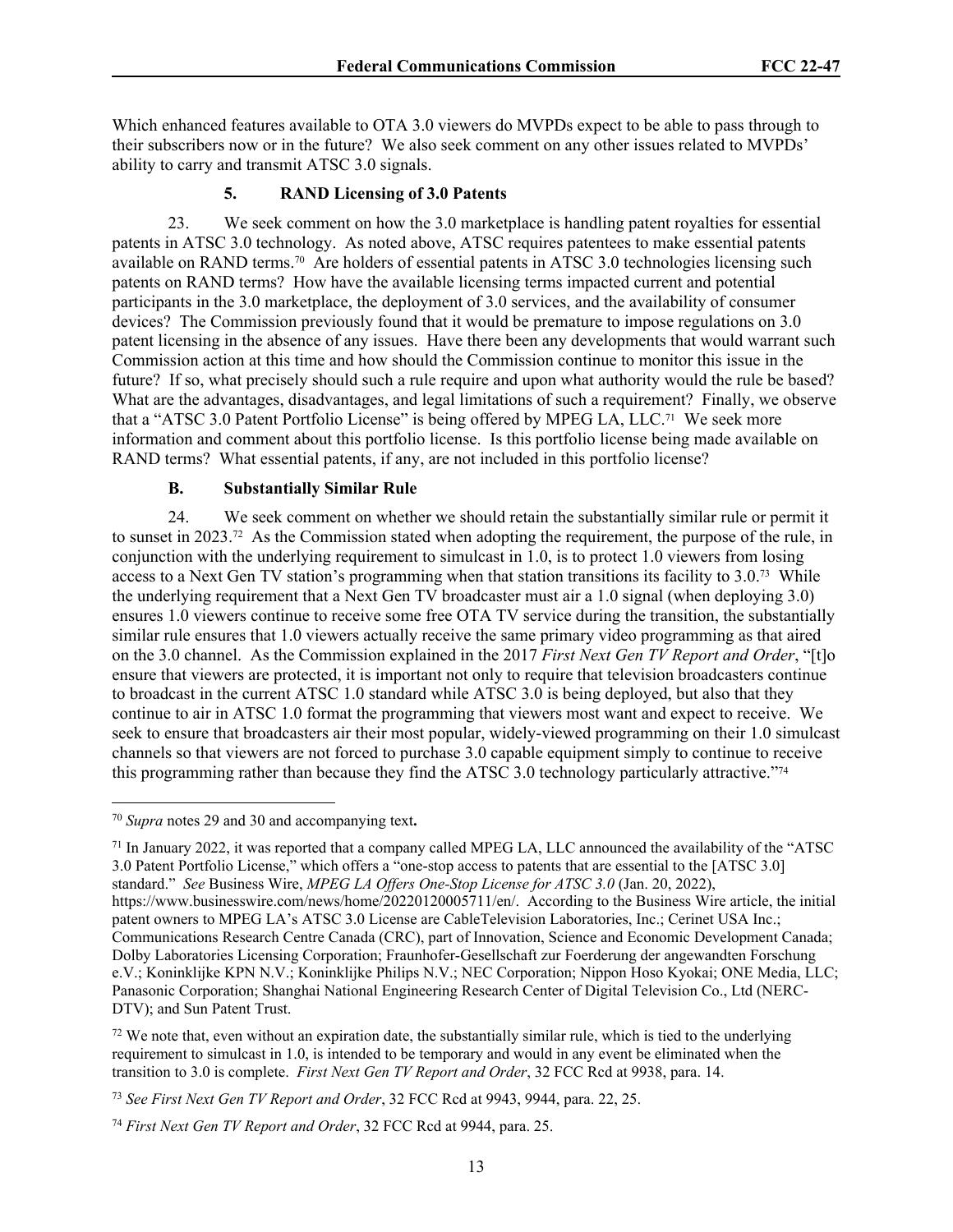Which enhanced features available to OTA 3.0 viewers do MVPDs expect to be able to pass through to their subscribers now or in the future? We also seek comment on any other issues related to MVPDs' ability to carry and transmit ATSC 3.0 signals.

#### 5. RAND Licensing of 3.0 Patents

23. We seek comment on how the 3.0 marketplace is handling patent royalties for essential patents in ATSC 3.0 technology. As noted above, ATSC requires patentees to make essential patents available on RAND terms.[70] Are holders of essential patents in ATSC 3.0 technologies licensing such patents on RAND terms? How have the available licensing terms impacted current and potential participants in the 3.0 marketplace, the deployment of 3.0 services, and the availability of consumer devices? The Commission previously found that it would be premature to impose regulations on 3.0 patent licensing in the absence of any issues. Have there been any developments that would warrant such Commission action at this time and how should the Commission continue to monitor this issue in the future? If so, what precisely should such a rule require and upon what authority would the rule be based? What are the advantages, disadvantages, and legal limitations of such a requirement? Finally, we observe that a "ATSC 3.0 Patent Portfolio License" is being offered by MPEG LA, LLC.[71] We seek more information and comment about this portfolio license. Is this portfolio license being made available on RAND terms? What essential patents, if any, are not included in this portfolio license?

### B. Substantially Similar Rule

24. We seek comment on whether we should retain the substantially similar rule or permit it to sunset in 2023.[72] As the Commission stated when adopting the requirement, the purpose of the rule, in conjunction with the underlying requirement to simulcast in 1.0, is to protect 1.0 viewers from losing access to a Next Gen TV station's programming when that station transitions its facility to 3.0.[73] While the underlying requirement that a Next Gen TV broadcaster must air a 1.0 signal (when deploying 3.0) ensures 1.0 viewers continue to receive some free OTA TV service during the transition, the substantially similar rule ensures that 1.0 viewers actually receive the same primary video programming as that aired on the 3.0 channel. As the Commission explained in the 2017 *First Next Gen TV Report and Order*, "[t]o ensure that viewers are protected, it is important not only to require that television broadcasters continue to broadcast in the current ATSC 1.0 standard while ATSC 3.0 is being deployed, but also that they continue to air in ATSC 1.0 format the programming that viewers most want and expect to receive. We seek to ensure that broadcasters air their most popular, widely-viewed programming on their 1.0 simulcast channels so that viewers are not forced to purchase 3.0 capable equipment simply to continue to receive this programming rather than because they find the ATSC 3.0 technology particularly attractive."[74]

---

[70] *Supra* notes 29 and 30 and accompanying text**.**

[71] In January 2022, it was reported that a company called MPEG LA, LLC announced the availability of the "ATSC 3.0 Patent Portfolio License," which offers a "one-stop access to patents that are essential to the [ATSC 3.0] standard." *See* Business Wire, *MPEG LA Offers One-Stop License for ATSC 3.0* (Jan. 20, 2022), https://www.businesswire.com/news/home/20220120005711/en/. According to the Business Wire article, the initial patent owners to MPEG LA's ATSC 3.0 License are CableTelevision Laboratories, Inc.; Cerinet USA Inc.; Communications Research Centre Canada (CRC), part of Innovation, Science and Economic Development Canada; Dolby Laboratories Licensing Corporation; Fraunhofer-Gesellschaft zur Foerderung der angewandten Forschung e.V.; Koninklijke KPN N.V.; Koninklijke Philips N.V.; NEC Corporation; Nippon Hoso Kyokai; ONE Media, LLC; Panasonic Corporation; Shanghai National Engineering Research Center of Digital Television Co., Ltd (NERC-DTV); and Sun Patent Trust.

[72] We note that, even without an expiration date, the substantially similar rule, which is tied to the underlying requirement to simulcast in 1.0, is intended to be temporary and would in any event be eliminated when the transition to 3.0 is complete. *First Next Gen TV Report and Order*, 32 FCC Rcd at 9938, para. 14.

[73] *See First Next Gen TV Report and Order*, 32 FCC Rcd at 9943, 9944, para. 22, 25.

[74] *First Next Gen TV Report and Order*, 32 FCC Rcd at 9944, para. 25.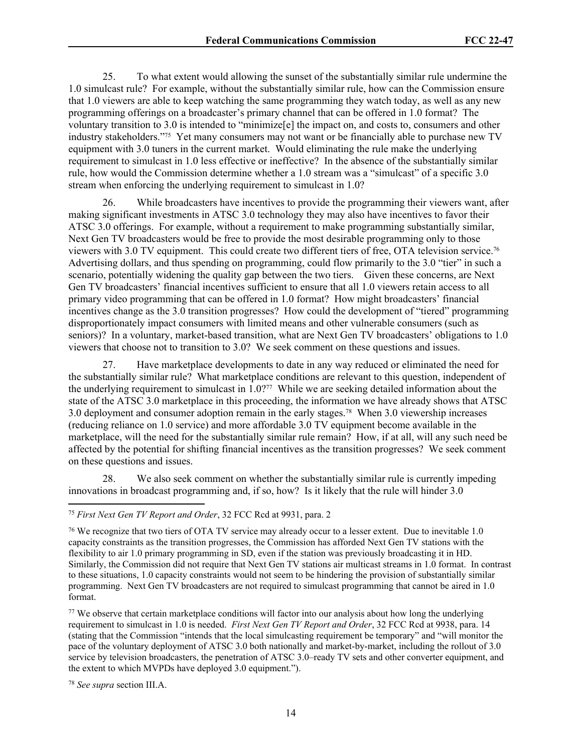25. To what extent would allowing the sunset of the substantially similar rule undermine the 1.0 simulcast rule? For example, without the substantially similar rule, how can the Commission ensure that 1.0 viewers are able to keep watching the same programming they watch today, as well as any new programming offerings on a broadcaster's primary channel that can be offered in 1.0 format? The voluntary transition to 3.0 is intended to "minimize[e] the impact on, and costs to, consumers and other industry stakeholders."[75] Yet many consumers may not want or be financially able to purchase new TV equipment with 3.0 tuners in the current market. Would eliminating the rule make the underlying requirement to simulcast in 1.0 less effective or ineffective? In the absence of the substantially similar rule, how would the Commission determine whether a 1.0 stream was a "simulcast" of a specific 3.0 stream when enforcing the underlying requirement to simulcast in 1.0?

26. While broadcasters have incentives to provide the programming their viewers want, after making significant investments in ATSC 3.0 technology they may also have incentives to favor their ATSC 3.0 offerings. For example, without a requirement to make programming substantially similar, Next Gen TV broadcasters would be free to provide the most desirable programming only to those viewers with 3.0 TV equipment. This could create two different tiers of free, OTA television service.[76] Advertising dollars, and thus spending on programming, could flow primarily to the 3.0 "tier" in such a scenario, potentially widening the quality gap between the two tiers. Given these concerns, are Next Gen TV broadcasters' financial incentives sufficient to ensure that all 1.0 viewers retain access to all primary video programming that can be offered in 1.0 format? How might broadcasters' financial incentives change as the 3.0 transition progresses? How could the development of "tiered" programming disproportionately impact consumers with limited means and other vulnerable consumers (such as seniors)? In a voluntary, market-based transition, what are Next Gen TV broadcasters' obligations to 1.0 viewers that choose not to transition to 3.0? We seek comment on these questions and issues.

27. Have marketplace developments to date in any way reduced or eliminated the need for the substantially similar rule? What marketplace conditions are relevant to this question, independent of the underlying requirement to simulcast in 1.0?[77] While we are seeking detailed information about the state of the ATSC 3.0 marketplace in this proceeding, the information we have already shows that ATSC 3.0 deployment and consumer adoption remain in the early stages.[78] When 3.0 viewership increases (reducing reliance on 1.0 service) and more affordable 3.0 TV equipment become available in the marketplace, will the need for the substantially similar rule remain? How, if at all, will any such need be affected by the potential for shifting financial incentives as the transition progresses? We seek comment on these questions and issues.

28. We also seek comment on whether the substantially similar rule is currently impeding innovations in broadcast programming and, if so, how? Is it likely that the rule will hinder 3.0

---

[75] *First Next Gen TV Report and Order*, 32 FCC Rcd at 9931, para. 2

[76] We recognize that two tiers of OTA TV service may already occur to a lesser extent. Due to inevitable 1.0 capacity constraints as the transition progresses, the Commission has afforded Next Gen TV stations with the flexibility to air 1.0 primary programming in SD, even if the station was previously broadcasting it in HD. Similarly, the Commission did not require that Next Gen TV stations air multicast streams in 1.0 format. In contrast to these situations, 1.0 capacity constraints would not seem to be hindering the provision of substantially similar programming. Next Gen TV broadcasters are not required to simulcast programming that cannot be aired in 1.0 format.

[77] We observe that certain marketplace conditions will factor into our analysis about how long the underlying requirement to simulcast in 1.0 is needed. *First Next Gen TV Report and Order*, 32 FCC Rcd at 9938, para. 14 (stating that the Commission "intends that the local simulcasting requirement be temporary" and "will monitor the pace of the voluntary deployment of ATSC 3.0 both nationally and market-by-market, including the rollout of 3.0 service by television broadcasters, the penetration of ATSC 3.0–ready TV sets and other converter equipment, and the extent to which MVPDs have deployed 3.0 equipment.").

[78] *See supra* section III.A.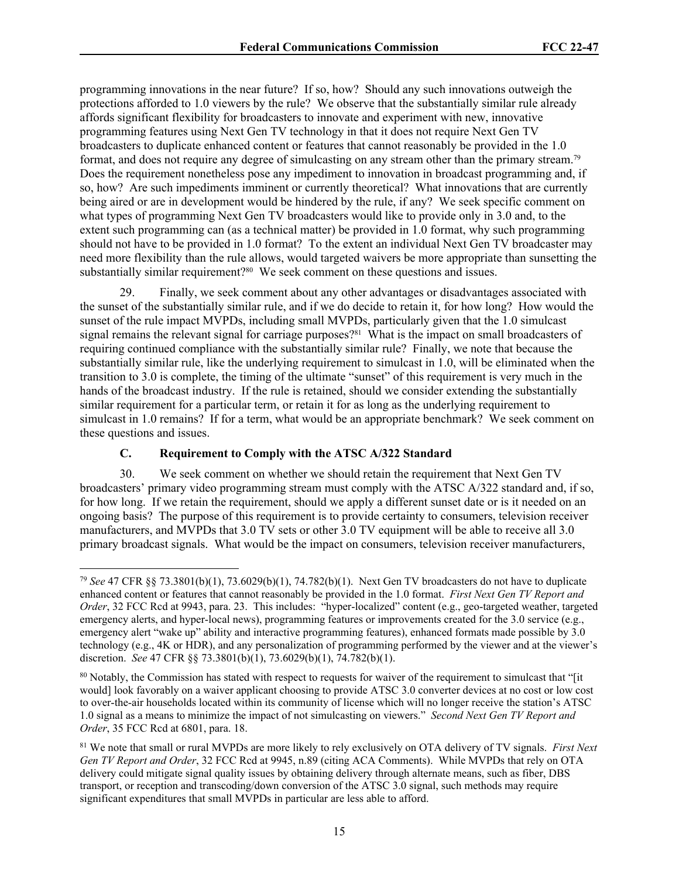programming innovations in the near future? If so, how? Should any such innovations outweigh the protections afforded to 1.0 viewers by the rule? We observe that the substantially similar rule already affords significant flexibility for broadcasters to innovate and experiment with new, innovative programming features using Next Gen TV technology in that it does not require Next Gen TV broadcasters to duplicate enhanced content or features that cannot reasonably be provided in the 1.0 format, and does not require any degree of simulcasting on any stream other than the primary stream.[79] Does the requirement nonetheless pose any impediment to innovation in broadcast programming and, if so, how? Are such impediments imminent or currently theoretical? What innovations that are currently being aired or are in development would be hindered by the rule, if any? We seek specific comment on what types of programming Next Gen TV broadcasters would like to provide only in 3.0 and, to the extent such programming can (as a technical matter) be provided in 1.0 format, why such programming should not have to be provided in 1.0 format? To the extent an individual Next Gen TV broadcaster may need more flexibility than the rule allows, would targeted waivers be more appropriate than sunsetting the substantially similar requirement?[80] We seek comment on these questions and issues.

29. Finally, we seek comment about any other advantages or disadvantages associated with the sunset of the substantially similar rule, and if we do decide to retain it, for how long? How would the sunset of the rule impact MVPDs, including small MVPDs, particularly given that the 1.0 simulcast signal remains the relevant signal for carriage purposes?[81] What is the impact on small broadcasters of requiring continued compliance with the substantially similar rule? Finally, we note that because the substantially similar rule, like the underlying requirement to simulcast in 1.0, will be eliminated when the transition to 3.0 is complete, the timing of the ultimate "sunset" of this requirement is very much in the hands of the broadcast industry. If the rule is retained, should we consider extending the substantially similar requirement for a particular term, or retain it for as long as the underlying requirement to simulcast in 1.0 remains? If for a term, what would be an appropriate benchmark? We seek comment on these questions and issues.

### C. Requirement to Comply with the ATSC A/322 Standard

30. We seek comment on whether we should retain the requirement that Next Gen TV broadcasters' primary video programming stream must comply with the ATSC A/322 standard and, if so, for how long. If we retain the requirement, should we apply a different sunset date or is it needed on an ongoing basis? The purpose of this requirement is to provide certainty to consumers, television receiver manufacturers, and MVPDs that 3.0 TV sets or other 3.0 TV equipment will be able to receive all 3.0 primary broadcast signals. What would be the impact on consumers, television receiver manufacturers,

---

[79] *See* 47 CFR §§ 73.3801(b)(1), 73.6029(b)(1), 74.782(b)(1). Next Gen TV broadcasters do not have to duplicate enhanced content or features that cannot reasonably be provided in the 1.0 format. *First Next Gen TV Report and Order*, 32 FCC Rcd at 9943, para. 23. This includes: "hyper-localized" content (e.g., geo-targeted weather, targeted emergency alerts, and hyper-local news), programming features or improvements created for the 3.0 service (e.g., emergency alert "wake up" ability and interactive programming features), enhanced formats made possible by 3.0 technology (e.g., 4K or HDR), and any personalization of programming performed by the viewer and at the viewer's discretion. *See* 47 CFR §§ 73.3801(b)(1), 73.6029(b)(1), 74.782(b)(1).

[80] Notably, the Commission has stated with respect to requests for waiver of the requirement to simulcast that "[it would] look favorably on a waiver applicant choosing to provide ATSC 3.0 converter devices at no cost or low cost to over-the-air households located within its community of license which will no longer receive the station's ATSC 1.0 signal as a means to minimize the impact of not simulcasting on viewers." *Second Next Gen TV Report and Order*, 35 FCC Rcd at 6801, para. 18.

[81] We note that small or rural MVPDs are more likely to rely exclusively on OTA delivery of TV signals. *First Next Gen TV Report and Order*, 32 FCC Rcd at 9945, n.89 (citing ACA Comments). While MVPDs that rely on OTA delivery could mitigate signal quality issues by obtaining delivery through alternate means, such as fiber, DBS transport, or reception and transcoding/down conversion of the ATSC 3.0 signal, such methods may require significant expenditures that small MVPDs in particular are less able to afford.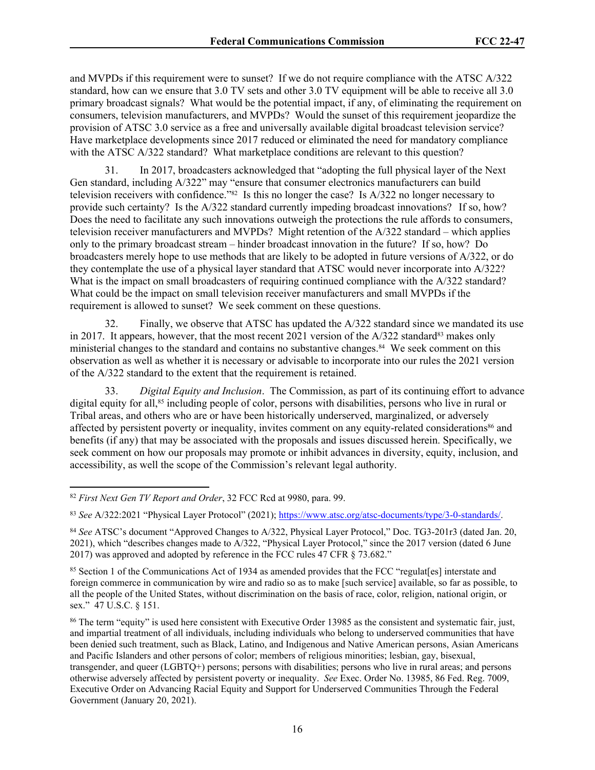and MVPDs if this requirement were to sunset? If we do not require compliance with the ATSC A/322 standard, how can we ensure that 3.0 TV sets and other 3.0 TV equipment will be able to receive all 3.0 primary broadcast signals? What would be the potential impact, if any, of eliminating the requirement on consumers, television manufacturers, and MVPDs? Would the sunset of this requirement jeopardize the provision of ATSC 3.0 service as a free and universally available digital broadcast television service? Have marketplace developments since 2017 reduced or eliminated the need for mandatory compliance with the ATSC A/322 standard? What marketplace conditions are relevant to this question?

31. In 2017, broadcasters acknowledged that "adopting the full physical layer of the Next Gen standard, including A/322" may "ensure that consumer electronics manufacturers can build television receivers with confidence."[82] Is this no longer the case? Is A/322 no longer necessary to provide such certainty? Is the A/322 standard currently impeding broadcast innovations? If so, how? Does the need to facilitate any such innovations outweigh the protections the rule affords to consumers, television receiver manufacturers and MVPDs? Might retention of the A/322 standard – which applies only to the primary broadcast stream – hinder broadcast innovation in the future? If so, how? Do broadcasters merely hope to use methods that are likely to be adopted in future versions of A/322, or do they contemplate the use of a physical layer standard that ATSC would never incorporate into A/322? What is the impact on small broadcasters of requiring continued compliance with the A/322 standard? What could be the impact on small television receiver manufacturers and small MVPDs if the requirement is allowed to sunset? We seek comment on these questions.

32. Finally, we observe that ATSC has updated the A/322 standard since we mandated its use in 2017. It appears, however, that the most recent 2021 version of the A/322 standard[83] makes only ministerial changes to the standard and contains no substantive changes.[84] We seek comment on this observation as well as whether it is necessary or advisable to incorporate into our rules the 2021 version of the A/322 standard to the extent that the requirement is retained.

33. *Digital Equity and Inclusion*. The Commission, as part of its continuing effort to advance digital equity for all,[85] including people of color, persons with disabilities, persons who live in rural or Tribal areas, and others who are or have been historically underserved, marginalized, or adversely affected by persistent poverty or inequality, invites comment on any equity-related considerations[86] and benefits (if any) that may be associated with the proposals and issues discussed herein. Specifically, we seek comment on how our proposals may promote or inhibit advances in diversity, equity, inclusion, and accessibility, as well the scope of the Commission's relevant legal authority.

---

[82] *First Next Gen TV Report and Order*, 32 FCC Rcd at 9980, para. 99.

[83] *See* A/322:2021 "Physical Layer Protocol" (2021); https://www.atsc.org/atsc-documents/type/3-0-standards/.

[84] *See* ATSC's document "Approved Changes to A/322, Physical Layer Protocol," Doc. TG3-201r3 (dated Jan. 20, 2021), which "describes changes made to A/322, "Physical Layer Protocol," since the 2017 version (dated 6 June 2017) was approved and adopted by reference in the FCC rules 47 CFR § 73.682."

[85] Section 1 of the Communications Act of 1934 as amended provides that the FCC "regulat[es] interstate and foreign commerce in communication by wire and radio so as to make [such service] available, so far as possible, to all the people of the United States, without discrimination on the basis of race, color, religion, national origin, or sex." 47 U.S.C. § 151.

[86] The term "equity" is used here consistent with Executive Order 13985 as the consistent and systematic fair, just, and impartial treatment of all individuals, including individuals who belong to underserved communities that have been denied such treatment, such as Black, Latino, and Indigenous and Native American persons, Asian Americans and Pacific Islanders and other persons of color; members of religious minorities; lesbian, gay, bisexual, transgender, and queer (LGBTQ+) persons; persons with disabilities; persons who live in rural areas; and persons otherwise adversely affected by persistent poverty or inequality. *See* Exec. Order No. 13985, 86 Fed. Reg. 7009, Executive Order on Advancing Racial Equity and Support for Underserved Communities Through the Federal Government (January 20, 2021).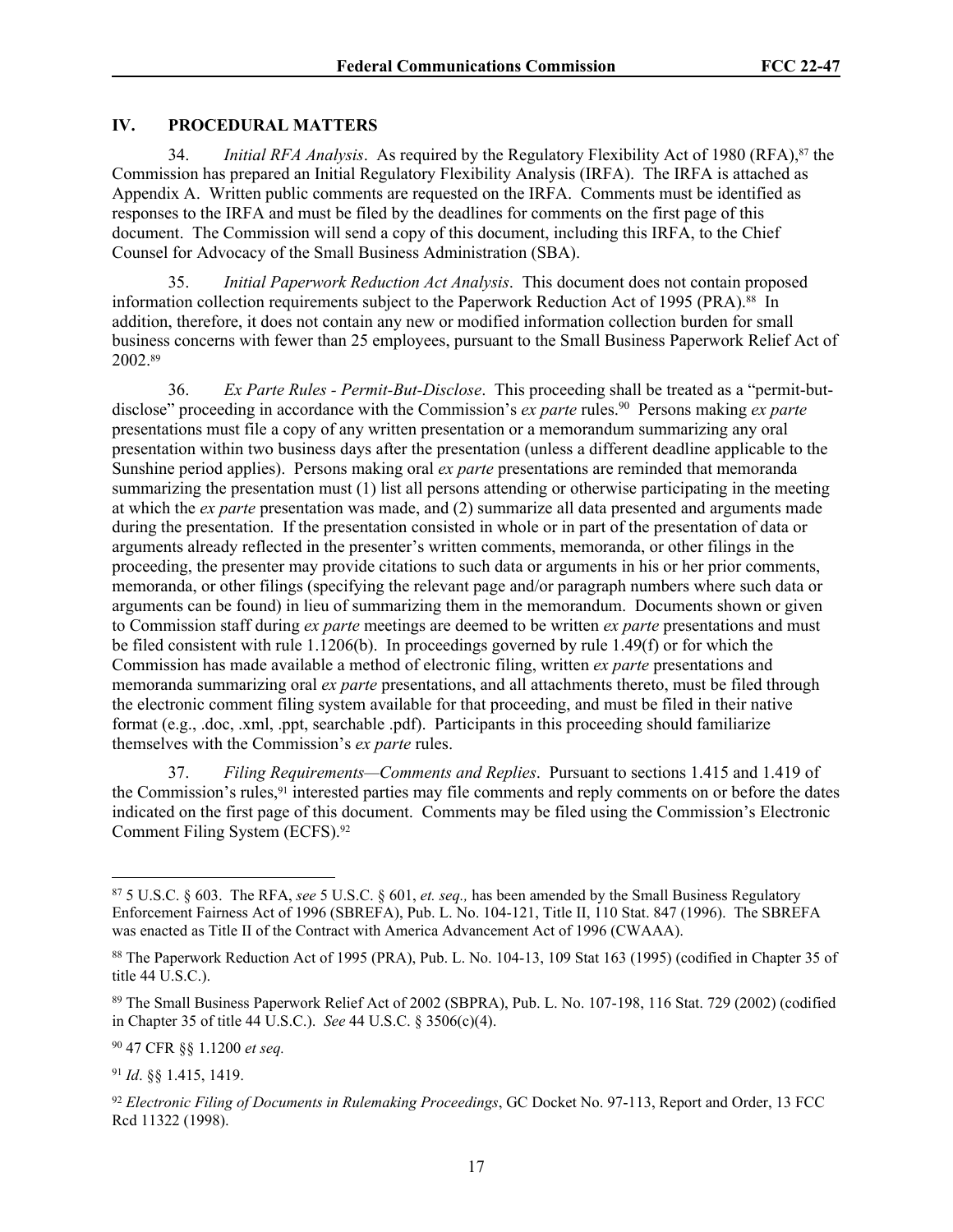## IV. PROCEDURAL MATTERS

34. *Initial RFA Analysis*. As required by the Regulatory Flexibility Act of 1980 (RFA),[87] the Commission has prepared an Initial Regulatory Flexibility Analysis (IRFA). The IRFA is attached as Appendix A. Written public comments are requested on the IRFA. Comments must be identified as responses to the IRFA and must be filed by the deadlines for comments on the first page of this document. The Commission will send a copy of this document, including this IRFA, to the Chief Counsel for Advocacy of the Small Business Administration (SBA).

35. *Initial Paperwork Reduction Act Analysis*. This document does not contain proposed information collection requirements subject to the Paperwork Reduction Act of 1995 (PRA).[88] In addition, therefore, it does not contain any new or modified information collection burden for small business concerns with fewer than 25 employees, pursuant to the Small Business Paperwork Relief Act of 2002.[89]

36. *Ex Parte Rules - Permit-But-Disclose*. This proceeding shall be treated as a "permit-but-disclose" proceeding in accordance with the Commission's *ex parte* rules.[90] Persons making *ex parte* presentations must file a copy of any written presentation or a memorandum summarizing any oral presentation within two business days after the presentation (unless a different deadline applicable to the Sunshine period applies). Persons making oral *ex parte* presentations are reminded that memoranda summarizing the presentation must (1) list all persons attending or otherwise participating in the meeting at which the *ex parte* presentation was made, and (2) summarize all data presented and arguments made during the presentation. If the presentation consisted in whole or in part of the presentation of data or arguments already reflected in the presenter's written comments, memoranda, or other filings in the proceeding, the presenter may provide citations to such data or arguments in his or her prior comments, memoranda, or other filings (specifying the relevant page and/or paragraph numbers where such data or arguments can be found) in lieu of summarizing them in the memorandum. Documents shown or given to Commission staff during *ex parte* meetings are deemed to be written *ex parte* presentations and must be filed consistent with rule 1.1206(b). In proceedings governed by rule 1.49(f) or for which the Commission has made available a method of electronic filing, written *ex parte* presentations and memoranda summarizing oral *ex parte* presentations, and all attachments thereto, must be filed through the electronic comment filing system available for that proceeding, and must be filed in their native format (e.g., .doc, .xml, .ppt, searchable .pdf). Participants in this proceeding should familiarize themselves with the Commission's *ex parte* rules.

37. *Filing Requirements—Comments and Replies*. Pursuant to sections 1.415 and 1.419 of the Commission's rules,[91] interested parties may file comments and reply comments on or before the dates indicated on the first page of this document. Comments may be filed using the Commission's Electronic Comment Filing System (ECFS).[92]

---

[87] 5 U.S.C. § 603. The RFA, *see* 5 U.S.C. § 601, *et. seq.,* has been amended by the Small Business Regulatory Enforcement Fairness Act of 1996 (SBREFA), Pub. L. No. 104-121, Title II, 110 Stat. 847 (1996). The SBREFA was enacted as Title II of the Contract with America Advancement Act of 1996 (CWAAA).

[88] The Paperwork Reduction Act of 1995 (PRA), Pub. L. No. 104-13, 109 Stat 163 (1995) (codified in Chapter 35 of title 44 U.S.C.).

[89] The Small Business Paperwork Relief Act of 2002 (SBPRA), Pub. L. No. 107-198, 116 Stat. 729 (2002) (codified in Chapter 35 of title 44 U.S.C.). *See* 44 U.S.C. § 3506(c)(4).

[90] 47 CFR §§ 1.1200 *et seq.*

[91] *Id*. §§ 1.415, 1419.

[92] *Electronic Filing of Documents in Rulemaking Proceedings*, GC Docket No. 97-113, Report and Order, 13 FCC Rcd 11322 (1998).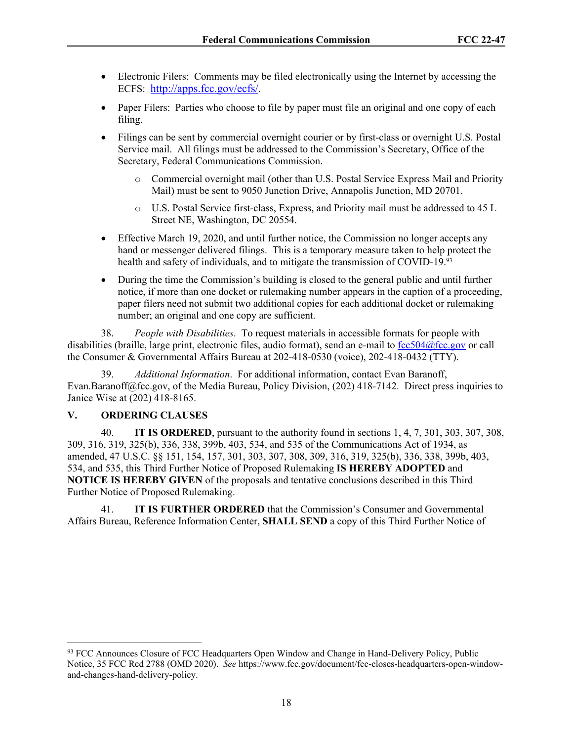- Electronic Filers: Comments may be filed electronically using the Internet by accessing the ECFS: http://apps.fcc.gov/ecfs/.
- Paper Filers: Parties who choose to file by paper must file an original and one copy of each filing.
- Filings can be sent by commercial overnight courier or by first-class or overnight U.S. Postal Service mail. All filings must be addressed to the Commission's Secretary, Office of the Secretary, Federal Communications Commission.
    - Commercial overnight mail (other than U.S. Postal Service Express Mail and Priority Mail) must be sent to 9050 Junction Drive, Annapolis Junction, MD 20701.
    - U.S. Postal Service first-class, Express, and Priority mail must be addressed to 45 L Street NE, Washington, DC 20554.
- Effective March 19, 2020, and until further notice, the Commission no longer accepts any hand or messenger delivered filings. This is a temporary measure taken to help protect the health and safety of individuals, and to mitigate the transmission of COVID-19.[93]
- During the time the Commission's building is closed to the general public and until further notice, if more than one docket or rulemaking number appears in the caption of a proceeding, paper filers need not submit two additional copies for each additional docket or rulemaking number; an original and one copy are sufficient.

38. *People with Disabilities*. To request materials in accessible formats for people with disabilities (braille, large print, electronic files, audio format), send an e-mail to fcc504@fcc.gov or call the Consumer & Governmental Affairs Bureau at 202-418-0530 (voice), 202-418-0432 (TTY).

39. *Additional Information*. For additional information, contact Evan Baranoff, Evan.Baranoff@fcc.gov, of the Media Bureau, Policy Division, (202) 418-7142. Direct press inquiries to Janice Wise at (202) 418-8165.

## V. ORDERING CLAUSES

40. **IT IS ORDERED**, pursuant to the authority found in sections 1, 4, 7, 301, 303, 307, 308, 309, 316, 319, 325(b), 336, 338, 399b, 403, 534, and 535 of the Communications Act of 1934, as amended, 47 U.S.C. §§ 151, 154, 157, 301, 303, 307, 308, 309, 316, 319, 325(b), 336, 338, 399b, 403, 534, and 535, this Third Further Notice of Proposed Rulemaking **IS HEREBY ADOPTED** and **NOTICE IS HEREBY GIVEN** of the proposals and tentative conclusions described in this Third Further Notice of Proposed Rulemaking.

41. **IT IS FURTHER ORDERED** that the Commission's Consumer and Governmental Affairs Bureau, Reference Information Center, **SHALL SEND** a copy of this Third Further Notice of

---

[93] FCC Announces Closure of FCC Headquarters Open Window and Change in Hand-Delivery Policy, Public Notice, 35 FCC Rcd 2788 (OMD 2020). *See* https://www.fcc.gov/document/fcc-closes-headquarters-open-window-and-changes-hand-delivery-policy.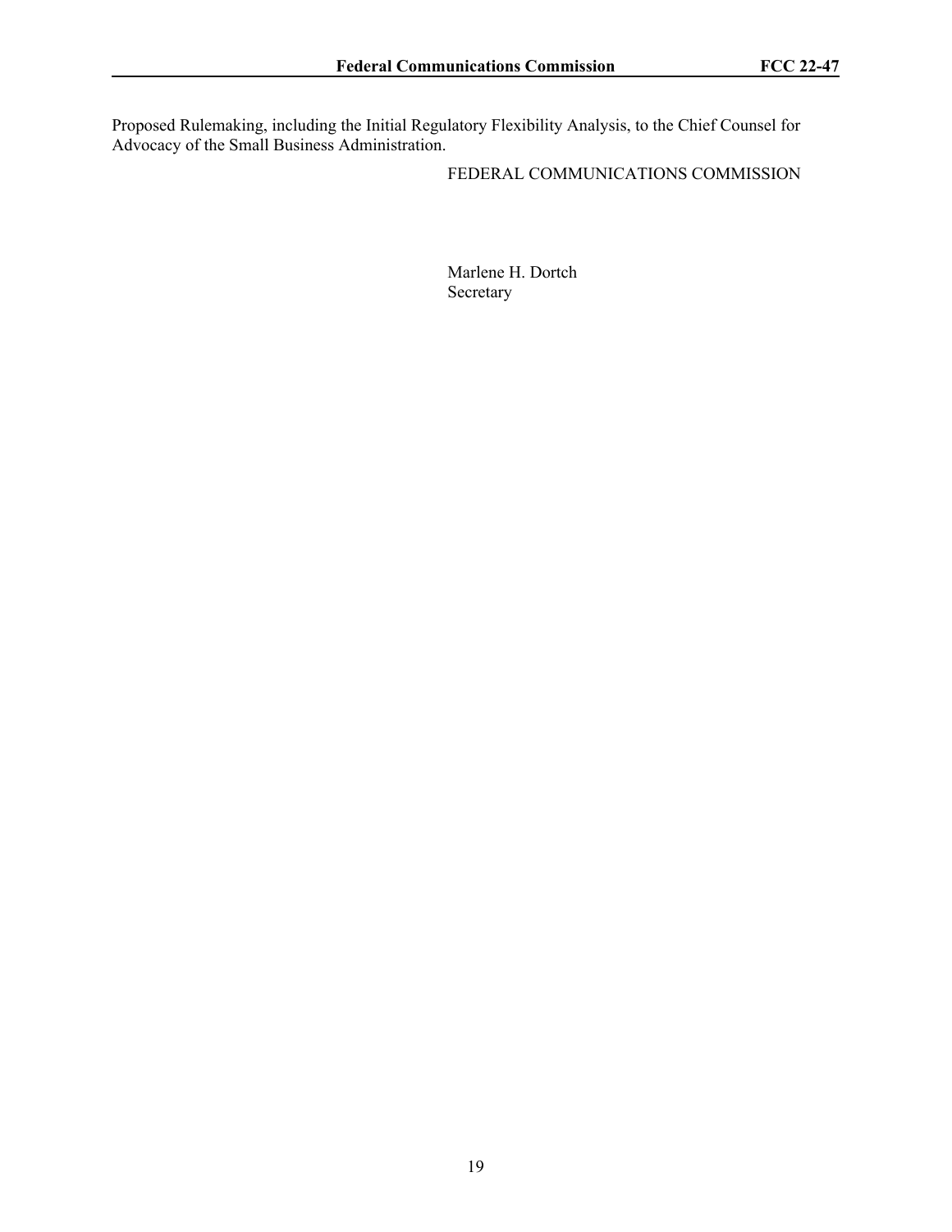Proposed Rulemaking, including the Initial Regulatory Flexibility Analysis, to the Chief Counsel for Advocacy of the Small Business Administration.

FEDERAL COMMUNICATIONS COMMISSION

Marlene H. Dortch
Secretary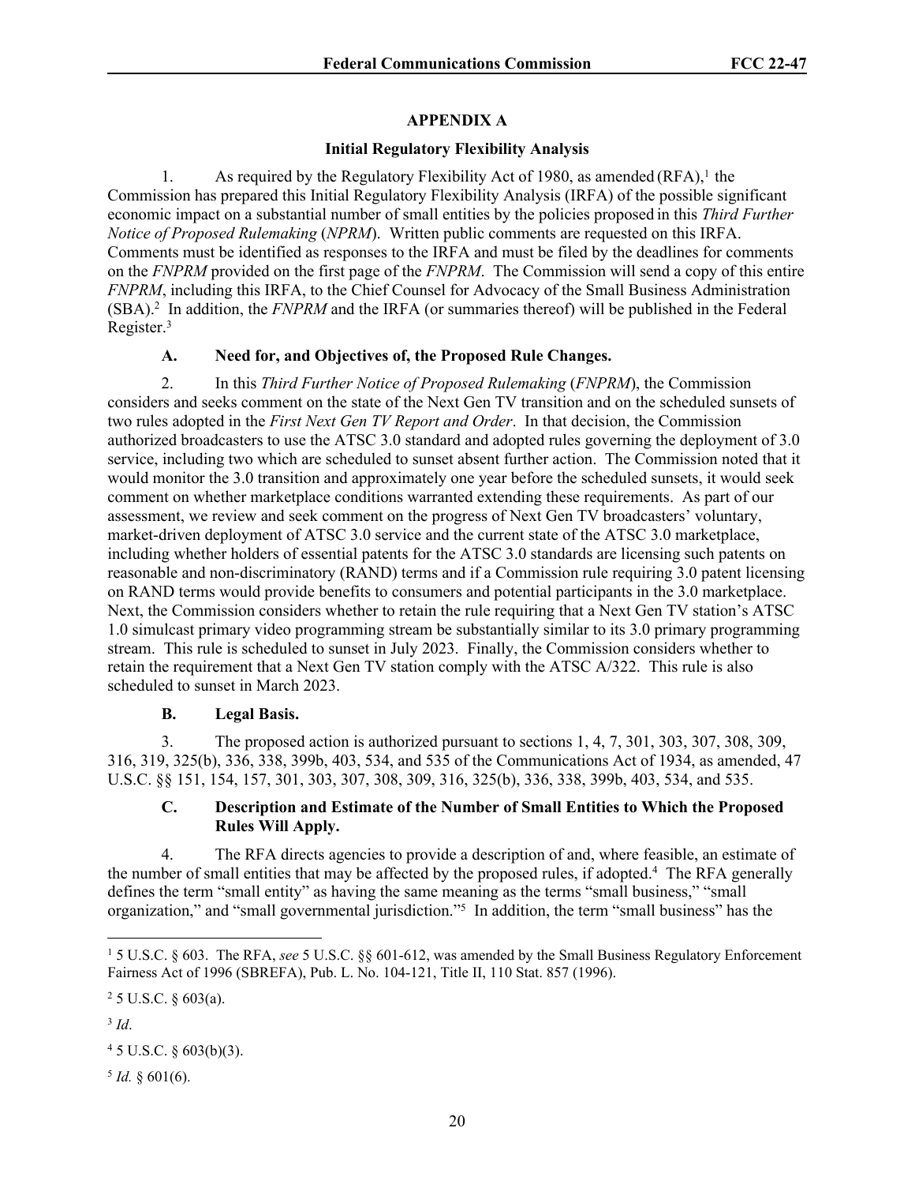## APPENDIX A

### Initial Regulatory Flexibility Analysis

1. As required by the Regulatory Flexibility Act of 1980, as amended (RFA),[1] the Commission has prepared this Initial Regulatory Flexibility Analysis (IRFA) of the possible significant economic impact on a substantial number of small entities by the policies proposed in this *Third Further Notice of Proposed Rulemaking* (*NPRM*). Written public comments are requested on this IRFA. Comments must be identified as responses to the IRFA and must be filed by the deadlines for comments on the *FNPRM* provided on the first page of the *FNPRM*. The Commission will send a copy of this entire *FNPRM*, including this IRFA, to the Chief Counsel for Advocacy of the Small Business Administration (SBA).[2] In addition, the *FNPRM* and the IRFA (or summaries thereof) will be published in the Federal Register.[3]

#### A. Need for, and Objectives of, the Proposed Rule Changes.

2. In this *Third Further Notice of Proposed Rulemaking* (*FNPRM*), the Commission considers and seeks comment on the state of the Next Gen TV transition and on the scheduled sunsets of two rules adopted in the *First Next Gen TV Report and Order*. In that decision, the Commission authorized broadcasters to use the ATSC 3.0 standard and adopted rules governing the deployment of 3.0 service, including two which are scheduled to sunset absent further action. The Commission noted that it would monitor the 3.0 transition and approximately one year before the scheduled sunsets, it would seek comment on whether marketplace conditions warranted extending these requirements. As part of our assessment, we review and seek comment on the progress of Next Gen TV broadcasters' voluntary, market-driven deployment of ATSC 3.0 service and the current state of the ATSC 3.0 marketplace, including whether holders of essential patents for the ATSC 3.0 standards are licensing such patents on reasonable and non-discriminatory (RAND) terms and if a Commission rule requiring 3.0 patent licensing on RAND terms would provide benefits to consumers and potential participants in the 3.0 marketplace. Next, the Commission considers whether to retain the rule requiring that a Next Gen TV station's ATSC 1.0 simulcast primary video programming stream be substantially similar to its 3.0 primary programming stream. This rule is scheduled to sunset in July 2023. Finally, the Commission considers whether to retain the requirement that a Next Gen TV station comply with the ATSC A/322. This rule is also scheduled to sunset in March 2023.

#### B. Legal Basis.

3. The proposed action is authorized pursuant to sections 1, 4, 7, 301, 303, 307, 308, 309, 316, 319, 325(b), 336, 338, 399b, 403, 534, and 535 of the Communications Act of 1934, as amended, 47 U.S.C. §§ 151, 154, 157, 301, 303, 307, 308, 309, 316, 325(b), 336, 338, 399b, 403, 534, and 535.

#### C. Description and Estimate of the Number of Small Entities to Which the Proposed Rules Will Apply.

4. The RFA directs agencies to provide a description of and, where feasible, an estimate of the number of small entities that may be affected by the proposed rules, if adopted.[4] The RFA generally defines the term "small entity" as having the same meaning as the terms "small business," "small organization," and "small governmental jurisdiction."[5] In addition, the term "small business" has the

---

[1] 5 U.S.C. § 603. The RFA, *see* 5 U.S.C. §§ 601-612, was amended by the Small Business Regulatory Enforcement Fairness Act of 1996 (SBREFA), Pub. L. No. 104-121, Title II, 110 Stat. 857 (1996).

[2] 5 U.S.C. § 603(a).

[3] *Id*.

[4] 5 U.S.C. § 603(b)(3).

[5] *Id.* § 601(6).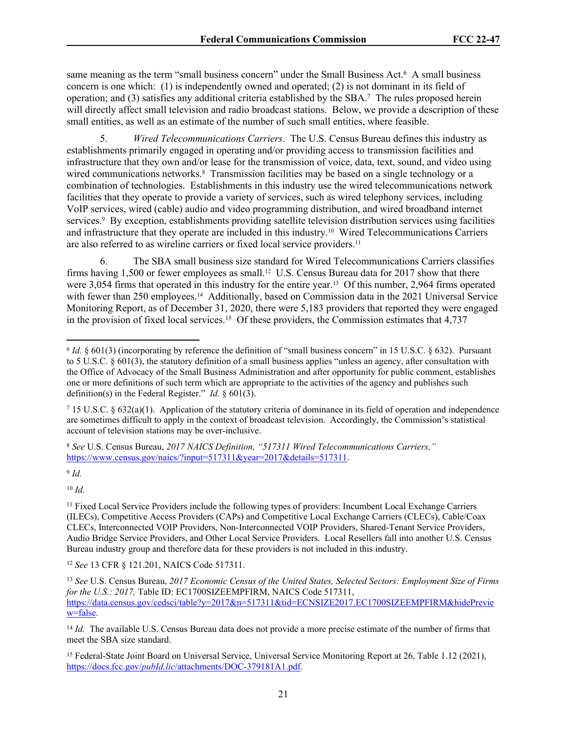same meaning as the term "small business concern" under the Small Business Act.[6] A small business concern is one which: (1) is independently owned and operated; (2) is not dominant in its field of operation; and (3) satisfies any additional criteria established by the SBA.[7] The rules proposed herein will directly affect small television and radio broadcast stations. Below, we provide a description of these small entities, as well as an estimate of the number of such small entities, where feasible.

5. *Wired Telecommunications Carriers*. The U.S. Census Bureau defines this industry as establishments primarily engaged in operating and/or providing access to transmission facilities and infrastructure that they own and/or lease for the transmission of voice, data, text, sound, and video using wired communications networks.[8] Transmission facilities may be based on a single technology or a combination of technologies. Establishments in this industry use the wired telecommunications network facilities that they operate to provide a variety of services, such as wired telephony services, including VoIP services, wired (cable) audio and video programming distribution, and wired broadband internet services.[9] By exception, establishments providing satellite television distribution services using facilities and infrastructure that they operate are included in this industry.[10] Wired Telecommunications Carriers are also referred to as wireline carriers or fixed local service providers.[11]

6. The SBA small business size standard for Wired Telecommunications Carriers classifies firms having 1,500 or fewer employees as small.[12] U.S. Census Bureau data for 2017 show that there were 3,054 firms that operated in this industry for the entire year.[13] Of this number, 2,964 firms operated with fewer than 250 employees.[14] Additionally, based on Commission data in the 2021 Universal Service Monitoring Report, as of December 31, 2020, there were 5,183 providers that reported they were engaged in the provision of fixed local services.[15] Of these providers, the Commission estimates that 4,737

---

[6] *Id.* § 601(3) (incorporating by reference the definition of "small business concern" in 15 U.S.C. § 632). Pursuant to 5 U.S.C. § 601(3), the statutory definition of a small business applies "unless an agency, after consultation with the Office of Advocacy of the Small Business Administration and after opportunity for public comment, establishes one or more definitions of such term which are appropriate to the activities of the agency and publishes such definition(s) in the Federal Register." *Id.* § 601(3).

[7] 15 U.S.C. § 632(a)(1). Application of the statutory criteria of dominance in its field of operation and independence are sometimes difficult to apply in the context of broadcast television. Accordingly, the Commission's statistical account of television stations may be over-inclusive.

[8] *See* U.S. Census Bureau, *2017 NAICS Definition, "517311 Wired Telecommunications Carriers,"* https://www.census.gov/naics/?input=517311&year=2017&details=517311.

[9] *Id.*

[10] *Id.*

[11] Fixed Local Service Providers include the following types of providers: Incumbent Local Exchange Carriers (ILECs), Competitive Access Providers (CAPs) and Competitive Local Exchange Carriers (CLECs), Cable/Coax CLECs, Interconnected VOIP Providers, Non-Interconnected VOIP Providers, Shared-Tenant Service Providers, Audio Bridge Service Providers, and Other Local Service Providers. Local Resellers fall into another U.S. Census Bureau industry group and therefore data for these providers is not included in this industry.

[12] *See* 13 CFR § 121.201, NAICS Code 517311.

[13] *See* U.S. Census Bureau, *2017 Economic Census of the United States, Selected Sectors: Employment Size of Firms for the U.S.: 2017,* Table ID: EC1700SIZEEMPFIRM, NAICS Code 517311, https://data.census.gov/cedsci/table?y=2017&n=517311&tid=ECNSIZE2017.EC1700SIZEEMPFIRM&hidePreview=false.

[14] *Id.* The available U.S. Census Bureau data does not provide a more precise estimate of the number of firms that meet the SBA size standard.

[15] Federal-State Joint Board on Universal Service, Universal Service Monitoring Report at 26, Table 1.12 (2021), https://docs.fcc.gov/*publd.lic*/attachments/DOC-379181A1.pdf.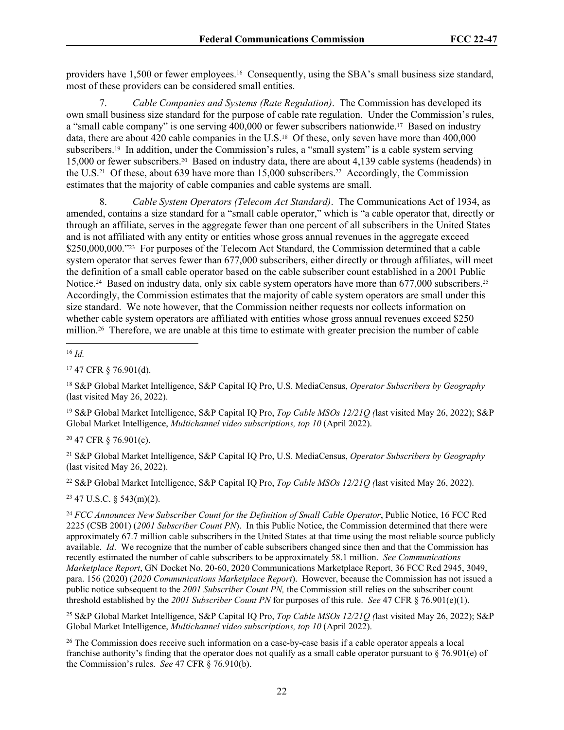providers have 1,500 or fewer employees.[16] Consequently, using the SBA's small business size standard, most of these providers can be considered small entities.

7. *Cable Companies and Systems (Rate Regulation)*. The Commission has developed its own small business size standard for the purpose of cable rate regulation. Under the Commission's rules, a "small cable company" is one serving 400,000 or fewer subscribers nationwide.[17] Based on industry data, there are about 420 cable companies in the U.S.[18] Of these, only seven have more than 400,000 subscribers.[19] In addition, under the Commission's rules, a "small system" is a cable system serving 15,000 or fewer subscribers.[20] Based on industry data, there are about 4,139 cable systems (headends) in the U.S.[21] Of these, about 639 have more than 15,000 subscribers.[22] Accordingly, the Commission estimates that the majority of cable companies and cable systems are small.

8. *Cable System Operators (Telecom Act Standard)*. The Communications Act of 1934, as amended, contains a size standard for a "small cable operator," which is "a cable operator that, directly or through an affiliate, serves in the aggregate fewer than one percent of all subscribers in the United States and is not affiliated with any entity or entities whose gross annual revenues in the aggregate exceed $250,000,000."[23] For purposes of the Telecom Act Standard, the Commission determined that a cable system operator that serves fewer than 677,000 subscribers, either directly or through affiliates, will meet the definition of a small cable operator based on the cable subscriber count established in a 2001 Public Notice.[24] Based on industry data, only six cable system operators have more than 677,000 subscribers.[25] Accordingly, the Commission estimates that the majority of cable system operators are small under this size standard. We note however, that the Commission neither requests nor collects information on whether cable system operators are affiliated with entities whose gross annual revenues exceed $250 million.[26] Therefore, we are unable at this time to estimate with greater precision the number of cable

---

[16] *Id.*

[17] 47 CFR § 76.901(d).

[18] S&P Global Market Intelligence, S&P Capital IQ Pro, U.S. MediaCensus, *Operator Subscribers by Geography* (last visited May 26, 2022).

[19] S&P Global Market Intelligence, S&P Capital IQ Pro, *Top Cable MSOs 12/21Q (*last visited May 26, 2022); S&P Global Market Intelligence, *Multichannel video subscriptions, top 10* (April 2022).

[20] 47 CFR § 76.901(c).

[21] S&P Global Market Intelligence, S&P Capital IQ Pro, U.S. MediaCensus, *Operator Subscribers by Geography* (last visited May 26, 2022).

[22] S&P Global Market Intelligence, S&P Capital IQ Pro, *Top Cable MSOs 12/21Q (*last visited May 26, 2022).

[23] 47 U.S.C. § 543(m)(2).

[24] *FCC Announces New Subscriber Count for the Definition of Small Cable Operator*, Public Notice, 16 FCC Rcd 2225 (CSB 2001) (*2001 Subscriber Count PN*). In this Public Notice, the Commission determined that there were approximately 67.7 million cable subscribers in the United States at that time using the most reliable source publicly available. *Id*. We recognize that the number of cable subscribers changed since then and that the Commission has recently estimated the number of cable subscribers to be approximately 58.1 million. *See Communications Marketplace Report*, GN Docket No. 20-60, 2020 Communications Marketplace Report, 36 FCC Rcd 2945, 3049, para. 156 (2020) (*2020 Communications Marketplace Report*). However, because the Commission has not issued a public notice subsequent to the *2001 Subscriber Count PN,* the Commission still relies on the subscriber count threshold established by the *2001 Subscriber Count PN* for purposes of this rule. *See* 47 CFR § 76.901(e)(1).

[25] S&P Global Market Intelligence, S&P Capital IQ Pro, *Top Cable MSOs 12/21Q (*last visited May 26, 2022); S&P Global Market Intelligence, *Multichannel video subscriptions, top 10* (April 2022).

[26] The Commission does receive such information on a case-by-case basis if a cable operator appeals a local franchise authority's finding that the operator does not qualify as a small cable operator pursuant to § 76.901(e) of the Commission's rules. *See* 47 CFR § 76.910(b).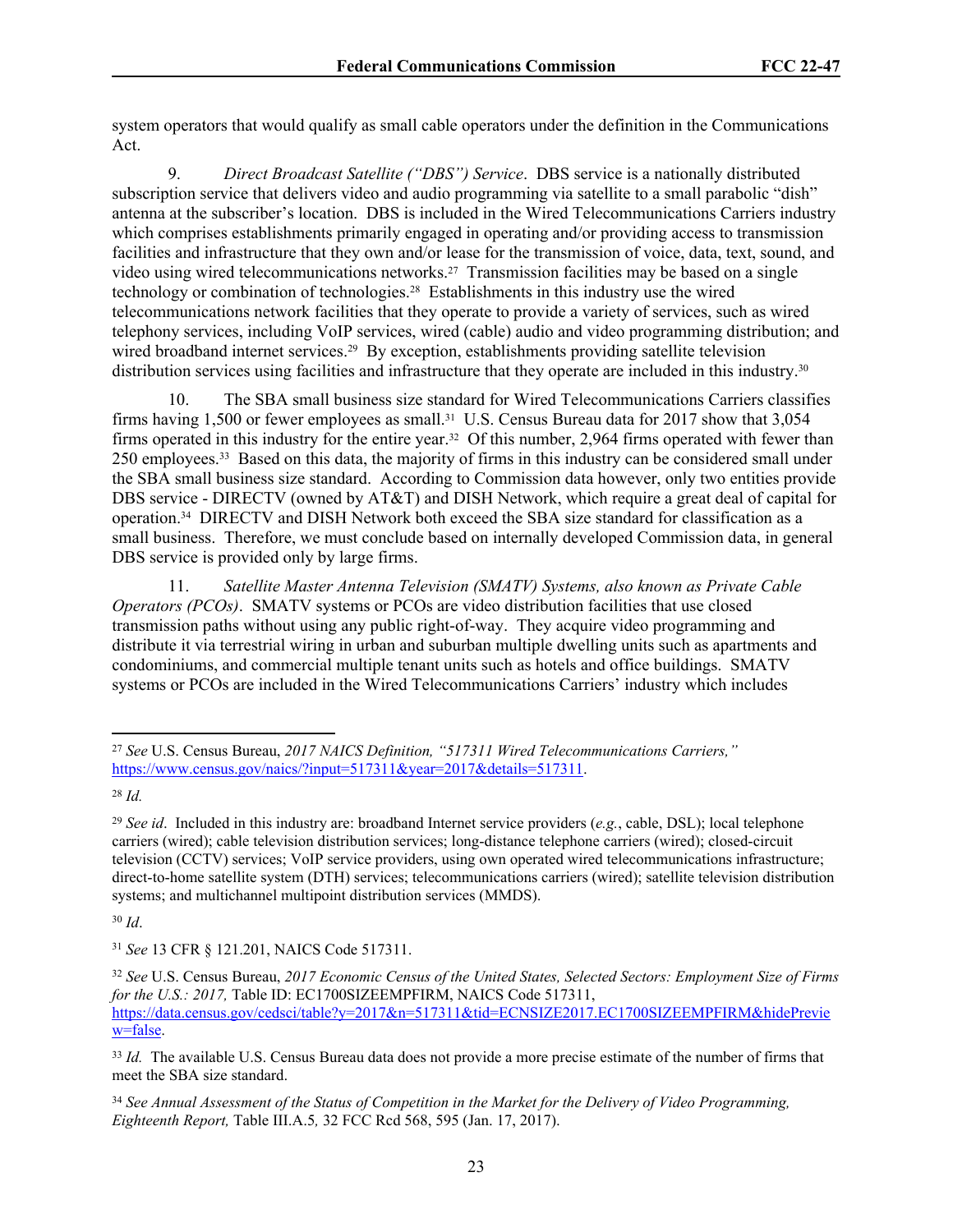system operators that would qualify as small cable operators under the definition in the Communications Act.

9. *Direct Broadcast Satellite ("DBS") Service*. DBS service is a nationally distributed subscription service that delivers video and audio programming via satellite to a small parabolic "dish" antenna at the subscriber's location. DBS is included in the Wired Telecommunications Carriers industry which comprises establishments primarily engaged in operating and/or providing access to transmission facilities and infrastructure that they own and/or lease for the transmission of voice, data, text, sound, and video using wired telecommunications networks.[27] Transmission facilities may be based on a single technology or combination of technologies.[28] Establishments in this industry use the wired telecommunications network facilities that they operate to provide a variety of services, such as wired telephony services, including VoIP services, wired (cable) audio and video programming distribution; and wired broadband internet services.[29] By exception, establishments providing satellite television distribution services using facilities and infrastructure that they operate are included in this industry.[30]

10. The SBA small business size standard for Wired Telecommunications Carriers classifies firms having 1,500 or fewer employees as small.[31] U.S. Census Bureau data for 2017 show that 3,054 firms operated in this industry for the entire year.[32] Of this number, 2,964 firms operated with fewer than 250 employees.[33] Based on this data, the majority of firms in this industry can be considered small under the SBA small business size standard. According to Commission data however, only two entities provide DBS service - DIRECTV (owned by AT&T) and DISH Network, which require a great deal of capital for operation.[34] DIRECTV and DISH Network both exceed the SBA size standard for classification as a small business. Therefore, we must conclude based on internally developed Commission data, in general DBS service is provided only by large firms.

11. *Satellite Master Antenna Television (SMATV) Systems, also known as Private Cable Operators (PCOs)*. SMATV systems or PCOs are video distribution facilities that use closed transmission paths without using any public right-of-way. They acquire video programming and distribute it via terrestrial wiring in urban and suburban multiple dwelling units such as apartments and condominiums, and commercial multiple tenant units such as hotels and office buildings. SMATV systems or PCOs are included in the Wired Telecommunications Carriers' industry which includes

---

[27] *See* U.S. Census Bureau, *2017 NAICS Definition, "517311 Wired Telecommunications Carriers,"* https://www.census.gov/naics/?input=517311&year=2017&details=517311.

[28] *Id.*

[29] *See id*. Included in this industry are: broadband Internet service providers (*e.g.*, cable, DSL); local telephone carriers (wired); cable television distribution services; long-distance telephone carriers (wired); closed-circuit television (CCTV) services; VoIP service providers, using own operated wired telecommunications infrastructure; direct-to-home satellite system (DTH) services; telecommunications carriers (wired); satellite television distribution systems; and multichannel multipoint distribution services (MMDS).

[30] *Id*.

[31] *See* 13 CFR § 121.201, NAICS Code 517311.

[32] *See* U.S. Census Bureau, *2017 Economic Census of the United States, Selected Sectors: Employment Size of Firms for the U.S.: 2017,* Table ID: EC1700SIZEEMPFIRM, NAICS Code 517311, https://data.census.gov/cedsci/table?y=2017&n=517311&tid=ECNSIZE2017.EC1700SIZEEMPFIRM&hidePreview=false.

[33] *Id.* The available U.S. Census Bureau data does not provide a more precise estimate of the number of firms that meet the SBA size standard.

[34] *See Annual Assessment of the Status of Competition in the Market for the Delivery of Video Programming, Eighteenth Report,* Table III.A.5*,* 32 FCC Rcd 568, 595 (Jan. 17, 2017).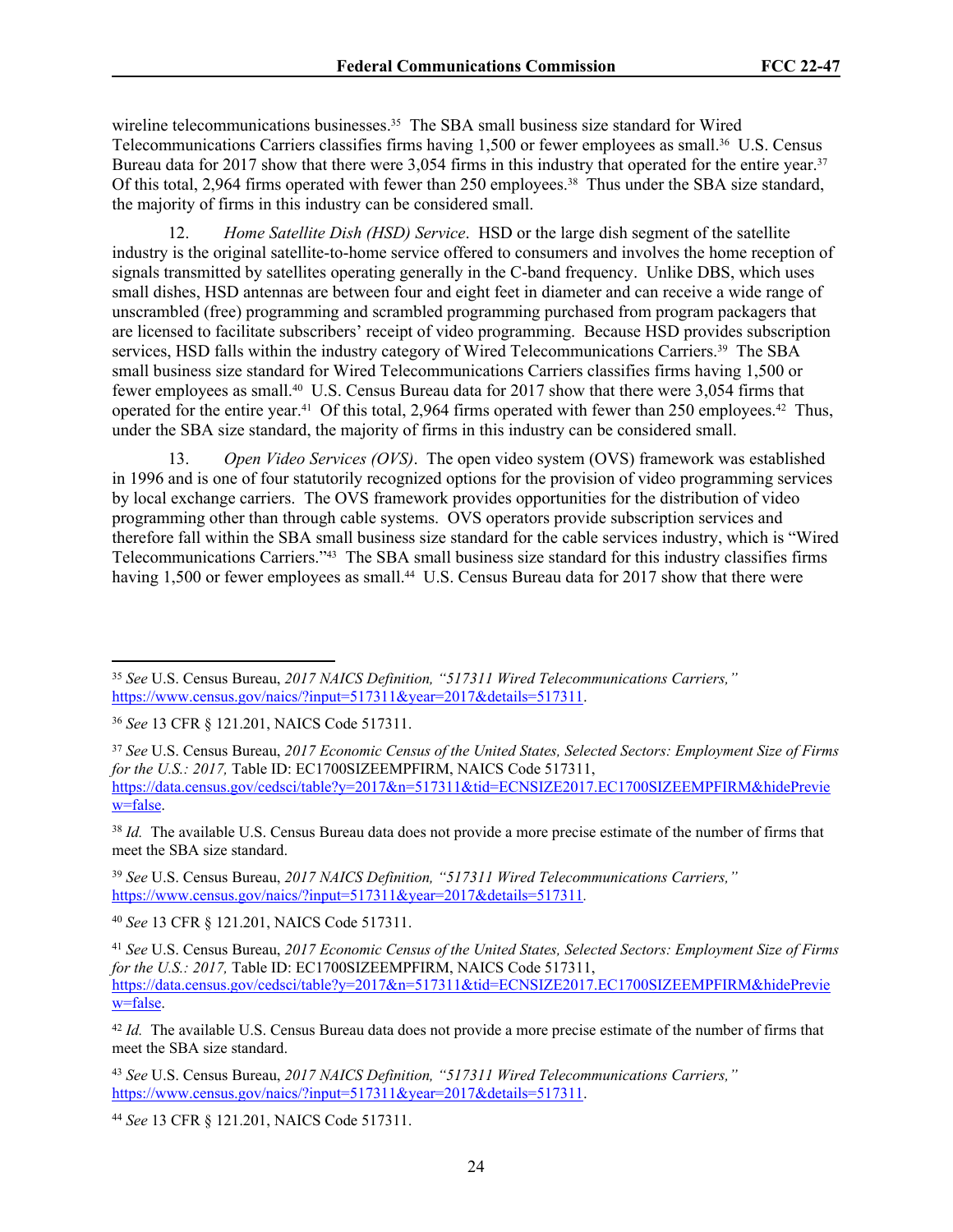wireline telecommunications businesses.[35] The SBA small business size standard for Wired Telecommunications Carriers classifies firms having 1,500 or fewer employees as small.[36] U.S. Census Bureau data for 2017 show that there were 3,054 firms in this industry that operated for the entire year.[37] Of this total, 2,964 firms operated with fewer than 250 employees.[38] Thus under the SBA size standard, the majority of firms in this industry can be considered small.

12. *Home Satellite Dish (HSD) Service*. HSD or the large dish segment of the satellite industry is the original satellite-to-home service offered to consumers and involves the home reception of signals transmitted by satellites operating generally in the C-band frequency. Unlike DBS, which uses small dishes, HSD antennas are between four and eight feet in diameter and can receive a wide range of unscrambled (free) programming and scrambled programming purchased from program packagers that are licensed to facilitate subscribers' receipt of video programming. Because HSD provides subscription services, HSD falls within the industry category of Wired Telecommunications Carriers.[39] The SBA small business size standard for Wired Telecommunications Carriers classifies firms having 1,500 or fewer employees as small.[40] U.S. Census Bureau data for 2017 show that there were 3,054 firms that operated for the entire year.[41] Of this total, 2,964 firms operated with fewer than 250 employees.[42] Thus, under the SBA size standard, the majority of firms in this industry can be considered small.

13. *Open Video Services (OVS)*. The open video system (OVS) framework was established in 1996 and is one of four statutorily recognized options for the provision of video programming services by local exchange carriers. The OVS framework provides opportunities for the distribution of video programming other than through cable systems. OVS operators provide subscription services and therefore fall within the SBA small business size standard for the cable services industry, which is "Wired Telecommunications Carriers."[43] The SBA small business size standard for this industry classifies firms having 1,500 or fewer employees as small.[44] U.S. Census Bureau data for 2017 show that there were

---

[35] *See* U.S. Census Bureau, *2017 NAICS Definition, "517311 Wired Telecommunications Carriers,"* https://www.census.gov/naics/?input=517311&year=2017&details=517311.

[36] *See* 13 CFR § 121.201, NAICS Code 517311.

[37] *See* U.S. Census Bureau, *2017 Economic Census of the United States, Selected Sectors: Employment Size of Firms for the U.S.: 2017,* Table ID: EC1700SIZEEMPFIRM, NAICS Code 517311, https://data.census.gov/cedsci/table?y=2017&n=517311&tid=ECNSIZE2017.EC1700SIZEEMPFIRM&hidePreview=false.

[38] *Id.* The available U.S. Census Bureau data does not provide a more precise estimate of the number of firms that meet the SBA size standard.

[39] *See* U.S. Census Bureau, *2017 NAICS Definition, "517311 Wired Telecommunications Carriers,"* https://www.census.gov/naics/?input=517311&year=2017&details=517311.

[40] *See* 13 CFR § 121.201, NAICS Code 517311.

[41] *See* U.S. Census Bureau, *2017 Economic Census of the United States, Selected Sectors: Employment Size of Firms for the U.S.: 2017,* Table ID: EC1700SIZEEMPFIRM, NAICS Code 517311, https://data.census.gov/cedsci/table?y=2017&n=517311&tid=ECNSIZE2017.EC1700SIZEEMPFIRM&hidePreview=false.

[42] *Id.* The available U.S. Census Bureau data does not provide a more precise estimate of the number of firms that meet the SBA size standard.

[43] *See* U.S. Census Bureau, *2017 NAICS Definition, "517311 Wired Telecommunications Carriers,"* https://www.census.gov/naics/?input=517311&year=2017&details=517311.

[44] *See* 13 CFR § 121.201, NAICS Code 517311.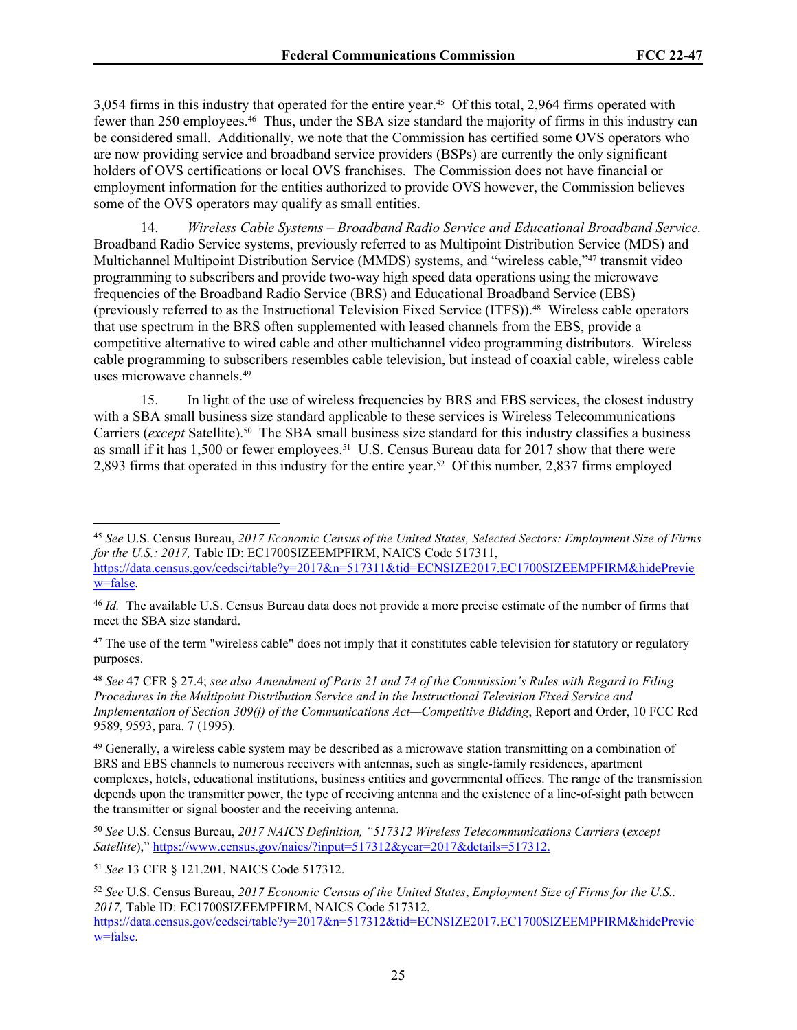3,054 firms in this industry that operated for the entire year.[45] Of this total, 2,964 firms operated with fewer than 250 employees.[46] Thus, under the SBA size standard the majority of firms in this industry can be considered small. Additionally, we note that the Commission has certified some OVS operators who are now providing service and broadband service providers (BSPs) are currently the only significant holders of OVS certifications or local OVS franchises. The Commission does not have financial or employment information for the entities authorized to provide OVS however, the Commission believes some of the OVS operators may qualify as small entities.

14. *Wireless Cable Systems – Broadband Radio Service and Educational Broadband Service.* Broadband Radio Service systems, previously referred to as Multipoint Distribution Service (MDS) and Multichannel Multipoint Distribution Service (MMDS) systems, and "wireless cable,"[47] transmit video programming to subscribers and provide two-way high speed data operations using the microwave frequencies of the Broadband Radio Service (BRS) and Educational Broadband Service (EBS) (previously referred to as the Instructional Television Fixed Service (ITFS)).[48] Wireless cable operators that use spectrum in the BRS often supplemented with leased channels from the EBS, provide a competitive alternative to wired cable and other multichannel video programming distributors. Wireless cable programming to subscribers resembles cable television, but instead of coaxial cable, wireless cable uses microwave channels.[49]

15. In light of the use of wireless frequencies by BRS and EBS services, the closest industry with a SBA small business size standard applicable to these services is Wireless Telecommunications Carriers (*except* Satellite).[50] The SBA small business size standard for this industry classifies a business as small if it has 1,500 or fewer employees.[51] U.S. Census Bureau data for 2017 show that there were 2,893 firms that operated in this industry for the entire year.[52] Of this number, 2,837 firms employed

---

[45] *See* U.S. Census Bureau, *2017 Economic Census of the United States, Selected Sectors: Employment Size of Firms for the U.S.: 2017,* Table ID: EC1700SIZEEMPFIRM, NAICS Code 517311, https://data.census.gov/cedsci/table?y=2017&n=517311&tid=ECNSIZE2017.EC1700SIZEEMPFIRM&hidePreview=false.

[46] *Id.* The available U.S. Census Bureau data does not provide a more precise estimate of the number of firms that meet the SBA size standard.

[47] The use of the term "wireless cable" does not imply that it constitutes cable television for statutory or regulatory purposes.

[48] *See* 47 CFR § 27.4; *see also Amendment of Parts 21 and 74 of the Commission's Rules with Regard to Filing Procedures in the Multipoint Distribution Service and in the Instructional Television Fixed Service and Implementation of Section 309(j) of the Communications Act—Competitive Bidding*, Report and Order, 10 FCC Rcd 9589, 9593, para. 7 (1995).

[49] Generally, a wireless cable system may be described as a microwave station transmitting on a combination of BRS and EBS channels to numerous receivers with antennas, such as single-family residences, apartment complexes, hotels, educational institutions, business entities and governmental offices. The range of the transmission depends upon the transmitter power, the type of receiving antenna and the existence of a line-of-sight path between the transmitter or signal booster and the receiving antenna.

[50] *See* U.S. Census Bureau, *2017 NAICS Definition, "517312 Wireless Telecommunications Carriers (except Satellite)*," https://www.census.gov/naics/?input=517312&year=2017&details=517312.

[51] *See* 13 CFR § 121.201, NAICS Code 517312.

[52] *See* U.S. Census Bureau, *2017 Economic Census of the United States*, *Employment Size of Firms for the U.S.: 2017,* Table ID: EC1700SIZEEMPFIRM, NAICS Code 517312, https://data.census.gov/cedsci/table?y=2017&n=517312&tid=ECNSIZE2017.EC1700SIZEEMPFIRM&hidePreview=false.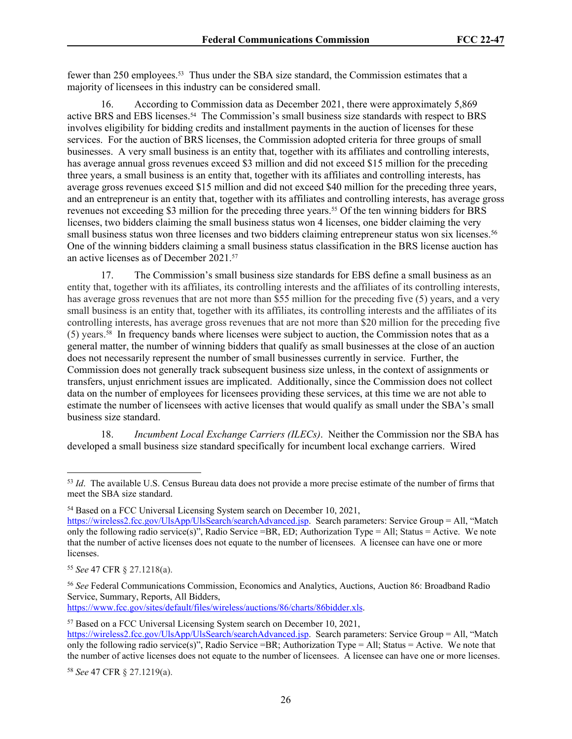fewer than 250 employees.[53] Thus under the SBA size standard, the Commission estimates that a majority of licensees in this industry can be considered small.

16. According to Commission data as December 2021, there were approximately 5,869 active BRS and EBS licenses.[54] The Commission's small business size standards with respect to BRS involves eligibility for bidding credits and installment payments in the auction of licenses for these services. For the auction of BRS licenses, the Commission adopted criteria for three groups of small businesses. A very small business is an entity that, together with its affiliates and controlling interests, has average annual gross revenues exceed $3 million and did not exceed $15 million for the preceding three years, a small business is an entity that, together with its affiliates and controlling interests, has average gross revenues exceed $15 million and did not exceed $40 million for the preceding three years, and an entrepreneur is an entity that, together with its affiliates and controlling interests, has average gross revenues not exceeding $3 million for the preceding three years.[55] Of the ten winning bidders for BRS licenses, two bidders claiming the small business status won 4 licenses, one bidder claiming the very small business status won three licenses and two bidders claiming entrepreneur status won six licenses.[56] One of the winning bidders claiming a small business status classification in the BRS license auction has an active licenses as of December 2021.[57]

17. The Commission's small business size standards for EBS define a small business as an entity that, together with its affiliates, its controlling interests and the affiliates of its controlling interests, has average gross revenues that are not more than $55 million for the preceding five (5) years, and a very small business is an entity that, together with its affiliates, its controlling interests and the affiliates of its controlling interests, has average gross revenues that are not more than $20 million for the preceding five (5) years.[58] In frequency bands where licenses were subject to auction, the Commission notes that as a general matter, the number of winning bidders that qualify as small businesses at the close of an auction does not necessarily represent the number of small businesses currently in service. Further, the Commission does not generally track subsequent business size unless, in the context of assignments or transfers, unjust enrichment issues are implicated. Additionally, since the Commission does not collect data on the number of employees for licensees providing these services, at this time we are not able to estimate the number of licensees with active licenses that would qualify as small under the SBA's small business size standard.

18. *Incumbent Local Exchange Carriers (ILECs)*. Neither the Commission nor the SBA has developed a small business size standard specifically for incumbent local exchange carriers. Wired

---

[53] *Id*. The available U.S. Census Bureau data does not provide a more precise estimate of the number of firms that meet the SBA size standard.

[54] Based on a FCC Universal Licensing System search on December 10, 2021, https://wireless2.fcc.gov/UlsApp/UlsSearch/searchAdvanced.jsp. Search parameters: Service Group = All, "Match only the following radio service(s)", Radio Service =BR, ED; Authorization Type = All; Status = Active. We note that the number of active licenses does not equate to the number of licensees. A licensee can have one or more licenses.

[55] *See* 47 CFR § 27.1218(a).

[56] *See* Federal Communications Commission, Economics and Analytics, Auctions, Auction 86: Broadband Radio Service, Summary, Reports, All Bidders, https://www.fcc.gov/sites/default/files/wireless/auctions/86/charts/86bidder.xls.

[57] Based on a FCC Universal Licensing System search on December 10, 2021, https://wireless2.fcc.gov/UlsApp/UlsSearch/searchAdvanced.jsp. Search parameters: Service Group = All, "Match only the following radio service(s)", Radio Service =BR; Authorization Type = All; Status = Active. We note that the number of active licenses does not equate to the number of licensees. A licensee can have one or more licenses.

[58] *See* 47 CFR § 27.1219(a).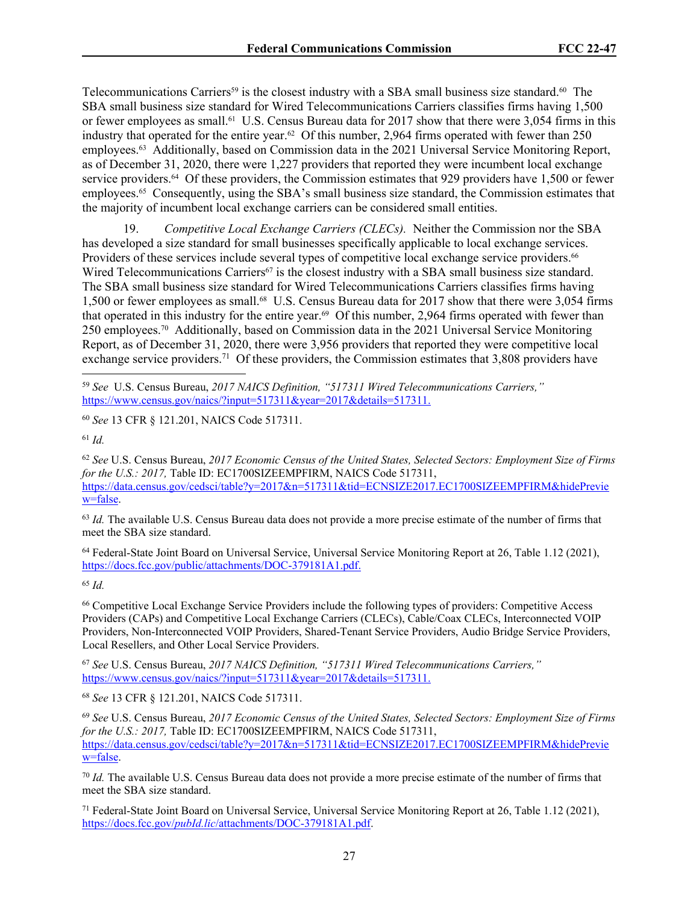Telecommunications Carriers[59] is the closest industry with a SBA small business size standard.[60] The SBA small business size standard for Wired Telecommunications Carriers classifies firms having 1,500 or fewer employees as small.[61] U.S. Census Bureau data for 2017 show that there were 3,054 firms in this industry that operated for the entire year.[62] Of this number, 2,964 firms operated with fewer than 250 employees.[63] Additionally, based on Commission data in the 2021 Universal Service Monitoring Report, as of December 31, 2020, there were 1,227 providers that reported they were incumbent local exchange service providers.[64] Of these providers, the Commission estimates that 929 providers have 1,500 or fewer employees.[65] Consequently, using the SBA's small business size standard, the Commission estimates that the majority of incumbent local exchange carriers can be considered small entities.

19. *Competitive Local Exchange Carriers (CLECs).* Neither the Commission nor the SBA has developed a size standard for small businesses specifically applicable to local exchange services. Providers of these services include several types of competitive local exchange service providers.[66] Wired Telecommunications Carriers[67] is the closest industry with a SBA small business size standard. The SBA small business size standard for Wired Telecommunications Carriers classifies firms having 1,500 or fewer employees as small.[68] U.S. Census Bureau data for 2017 show that there were 3,054 firms that operated in this industry for the entire year.[69] Of this number, 2,964 firms operated with fewer than 250 employees.[70] Additionally, based on Commission data in the 2021 Universal Service Monitoring Report, as of December 31, 2020, there were 3,956 providers that reported they were competitive local exchange service providers.[71] Of these providers, the Commission estimates that 3,808 providers have

---

[59] *See* U.S. Census Bureau, *2017 NAICS Definition, "517311 Wired Telecommunications Carriers,"* https://www.census.gov/naics/?input=517311&year=2017&details=517311.

[60] *See* 13 CFR § 121.201, NAICS Code 517311.

[61] *Id.*

[62] *See* U.S. Census Bureau, *2017 Economic Census of the United States, Selected Sectors: Employment Size of Firms for the U.S.: 2017,* Table ID: EC1700SIZEEMPFIRM, NAICS Code 517311, https://data.census.gov/cedsci/table?y=2017&n=517311&tid=ECNSIZE2017.EC1700SIZEEMPFIRM&hidePreview=false.

[63] *Id.* The available U.S. Census Bureau data does not provide a more precise estimate of the number of firms that meet the SBA size standard.

[64] Federal-State Joint Board on Universal Service, Universal Service Monitoring Report at 26, Table 1.12 (2021), https://docs.fcc.gov/public/attachments/DOC-379181A1.pdf.

[65] *Id.*

[66] Competitive Local Exchange Service Providers include the following types of providers: Competitive Access Providers (CAPs) and Competitive Local Exchange Carriers (CLECs), Cable/Coax CLECs, Interconnected VOIP Providers, Non-Interconnected VOIP Providers, Shared-Tenant Service Providers, Audio Bridge Service Providers, Local Resellers, and Other Local Service Providers.

[67] *See* U.S. Census Bureau, *2017 NAICS Definition, "517311 Wired Telecommunications Carriers,"* https://www.census.gov/naics/?input=517311&year=2017&details=517311.

[68] *See* 13 CFR § 121.201, NAICS Code 517311.

[69] *See* U.S. Census Bureau, *2017 Economic Census of the United States, Selected Sectors: Employment Size of Firms for the U.S.: 2017,* Table ID: EC1700SIZEEMPFIRM, NAICS Code 517311, https://data.census.gov/cedsci/table?y=2017&n=517311&tid=ECNSIZE2017.EC1700SIZEEMPFIRM&hidePreview=false.

[70] *Id.* The available U.S. Census Bureau data does not provide a more precise estimate of the number of firms that meet the SBA size standard.

[71] Federal-State Joint Board on Universal Service, Universal Service Monitoring Report at 26, Table 1.12 (2021), https://docs.fcc.gov/*pubId.lic*/attachments/DOC-379181A1.pdf.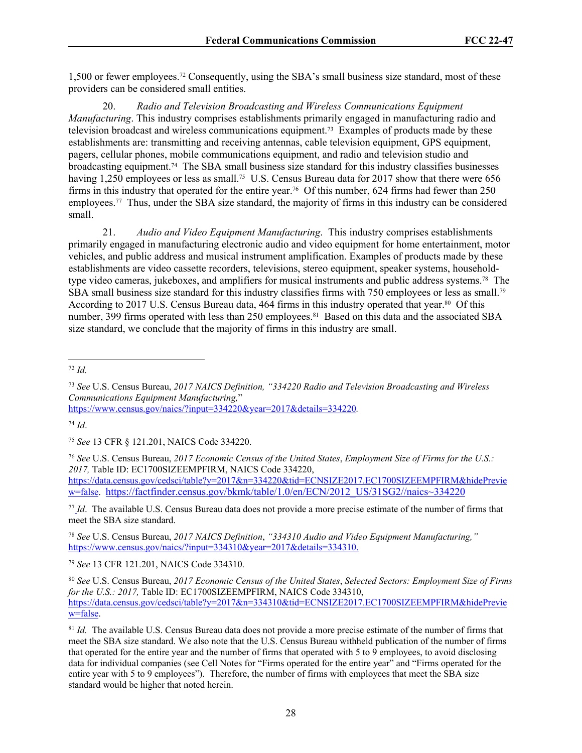1,500 or fewer employees.[72] Consequently, using the SBA's small business size standard, most of these providers can be considered small entities.

20. *Radio and Television Broadcasting and Wireless Communications Equipment Manufacturing*. This industry comprises establishments primarily engaged in manufacturing radio and television broadcast and wireless communications equipment.[73] Examples of products made by these establishments are: transmitting and receiving antennas, cable television equipment, GPS equipment, pagers, cellular phones, mobile communications equipment, and radio and television studio and broadcasting equipment.[74] The SBA small business size standard for this industry classifies businesses having 1,250 employees or less as small.[75] U.S. Census Bureau data for 2017 show that there were 656 firms in this industry that operated for the entire year.[76] Of this number, 624 firms had fewer than 250 employees.[77] Thus, under the SBA size standard, the majority of firms in this industry can be considered small.

21. *Audio and Video Equipment Manufacturing*. This industry comprises establishments primarily engaged in manufacturing electronic audio and video equipment for home entertainment, motor vehicles, and public address and musical instrument amplification. Examples of products made by these establishments are video cassette recorders, televisions, stereo equipment, speaker systems, household-type video cameras, jukeboxes, and amplifiers for musical instruments and public address systems.[78] The SBA small business size standard for this industry classifies firms with 750 employees or less as small.[79] According to 2017 U.S. Census Bureau data, 464 firms in this industry operated that year.[80] Of this number, 399 firms operated with less than 250 employees.[81] Based on this data and the associated SBA size standard, we conclude that the majority of firms in this industry are small.

---

[72] *Id.*

[73] *See* U.S. Census Bureau, *2017 NAICS Definition, "334220 Radio and Television Broadcasting and Wireless Communications Equipment Manufacturing,"* https://www.census.gov/naics/?input=334220&year=2017&details=334220.

[74] *Id*.

[75] *See* 13 CFR § 121.201, NAICS Code 334220.

[76] *See* U.S. Census Bureau, *2017 Economic Census of the United States*, *Employment Size of Firms for the U.S.: 2017,* Table ID: EC1700SIZEEMPFIRM, NAICS Code 334220, https://data.census.gov/cedsci/table?y=2017&n=334220&tid=ECNSIZE2017.EC1700SIZEEMPFIRM&hidePreview=false. https://factfinder.census.gov/bkmk/table/1.0/en/ECN/2012_US/31SG2//naics~334220

[77] *Id*. The available U.S. Census Bureau data does not provide a more precise estimate of the number of firms that meet the SBA size standard.

[78] *See* U.S. Census Bureau, *2017 NAICS Definition*, *"334310 Audio and Video Equipment Manufacturing,"* https://www.census.gov/naics/?input=334310&year=2017&details=334310.

[79] *See* 13 CFR 121.201, NAICS Code 334310.

[80] *See* U.S. Census Bureau, *2017 Economic Census of the United States*, *Selected Sectors: Employment Size of Firms for the U.S.: 2017,* Table ID: EC1700SIZEEMPFIRM, NAICS Code 334310, https://data.census.gov/cedsci/table?y=2017&n=334310&tid=ECNSIZE2017.EC1700SIZEEMPFIRM&hidePreview=false.

[81] *Id.* The available U.S. Census Bureau data does not provide a more precise estimate of the number of firms that meet the SBA size standard. We also note that the U.S. Census Bureau withheld publication of the number of firms that operated for the entire year and the number of firms that operated with 5 to 9 employees, to avoid disclosing data for individual companies (see Cell Notes for "Firms operated for the entire year" and "Firms operated for the entire year with 5 to 9 employees"). Therefore, the number of firms with employees that meet the SBA size standard would be higher that noted herein.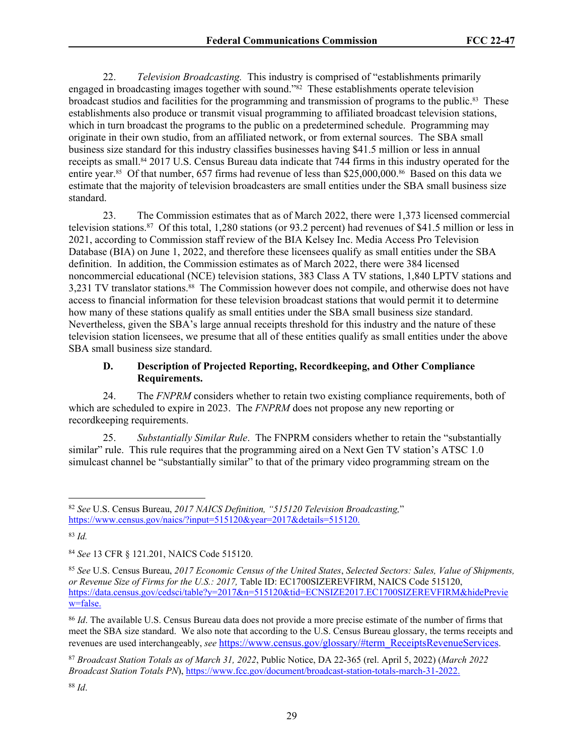22. *Television Broadcasting.* This industry is comprised of "establishments primarily engaged in broadcasting images together with sound."[82] These establishments operate television broadcast studios and facilities for the programming and transmission of programs to the public.[83] These establishments also produce or transmit visual programming to affiliated broadcast television stations, which in turn broadcast the programs to the public on a predetermined schedule. Programming may originate in their own studio, from an affiliated network, or from external sources. The SBA small business size standard for this industry classifies businesses having $41.5 million or less in annual receipts as small.[84] 2017 U.S. Census Bureau data indicate that 744 firms in this industry operated for the entire year.[85] Of that number, 657 firms had revenue of less than $25,000,000.[86] Based on this data we estimate that the majority of television broadcasters are small entities under the SBA small business size standard.

23. The Commission estimates that as of March 2022, there were 1,373 licensed commercial television stations.[87] Of this total, 1,280 stations (or 93.2 percent) had revenues of $41.5 million or less in 2021, according to Commission staff review of the BIA Kelsey Inc. Media Access Pro Television Database (BIA) on June 1, 2022, and therefore these licensees qualify as small entities under the SBA definition. In addition, the Commission estimates as of March 2022, there were 384 licensed noncommercial educational (NCE) television stations, 383 Class A TV stations, 1,840 LPTV stations and 3,231 TV translator stations.[88] The Commission however does not compile, and otherwise does not have access to financial information for these television broadcast stations that would permit it to determine how many of these stations qualify as small entities under the SBA small business size standard. Nevertheless, given the SBA's large annual receipts threshold for this industry and the nature of these television station licensees, we presume that all of these entities qualify as small entities under the above SBA small business size standard.

### D. Description of Projected Reporting, Recordkeeping, and Other Compliance Requirements.

24. The *FNPRM* considers whether to retain two existing compliance requirements, both of which are scheduled to expire in 2023. The *FNPRM* does not propose any new reporting or recordkeeping requirements.

25. *Substantially Similar Rule*. The FNPRM considers whether to retain the "substantially similar" rule. This rule requires that the programming aired on a Next Gen TV station's ATSC 1.0 simulcast channel be "substantially similar" to that of the primary video programming stream on the

---

[82] *See* U.S. Census Bureau, *2017 NAICS Definition, "515120 Television Broadcasting,"* https://www.census.gov/naics/?input=515120&year=2017&details=515120.

[83] *Id.*

[84] *See* 13 CFR § 121.201, NAICS Code 515120.

[85] *See* U.S. Census Bureau, *2017 Economic Census of the United States*, *Selected Sectors: Sales, Value of Shipments, or Revenue Size of Firms for the U.S.: 2017,* Table ID: EC1700SIZEREVFIRM, NAICS Code 515120, https://data.census.gov/cedsci/table?y=2017&n=515120&tid=ECNSIZE2017.EC1700SIZEREVFIRM&hidePreview=false.

[86] *Id*. The available U.S. Census Bureau data does not provide a more precise estimate of the number of firms that meet the SBA size standard. We also note that according to the U.S. Census Bureau glossary, the terms receipts and revenues are used interchangeably, *see* https://www.census.gov/glossary/#term_ReceiptsRevenueServices.

[87] *Broadcast Station Totals as of March 31, 2022*, Public Notice, DA 22-365 (rel. April 5, 2022) (*March 2022 Broadcast Station Totals PN*), https://www.fcc.gov/document/broadcast-station-totals-march-31-2022.

[88] *Id*.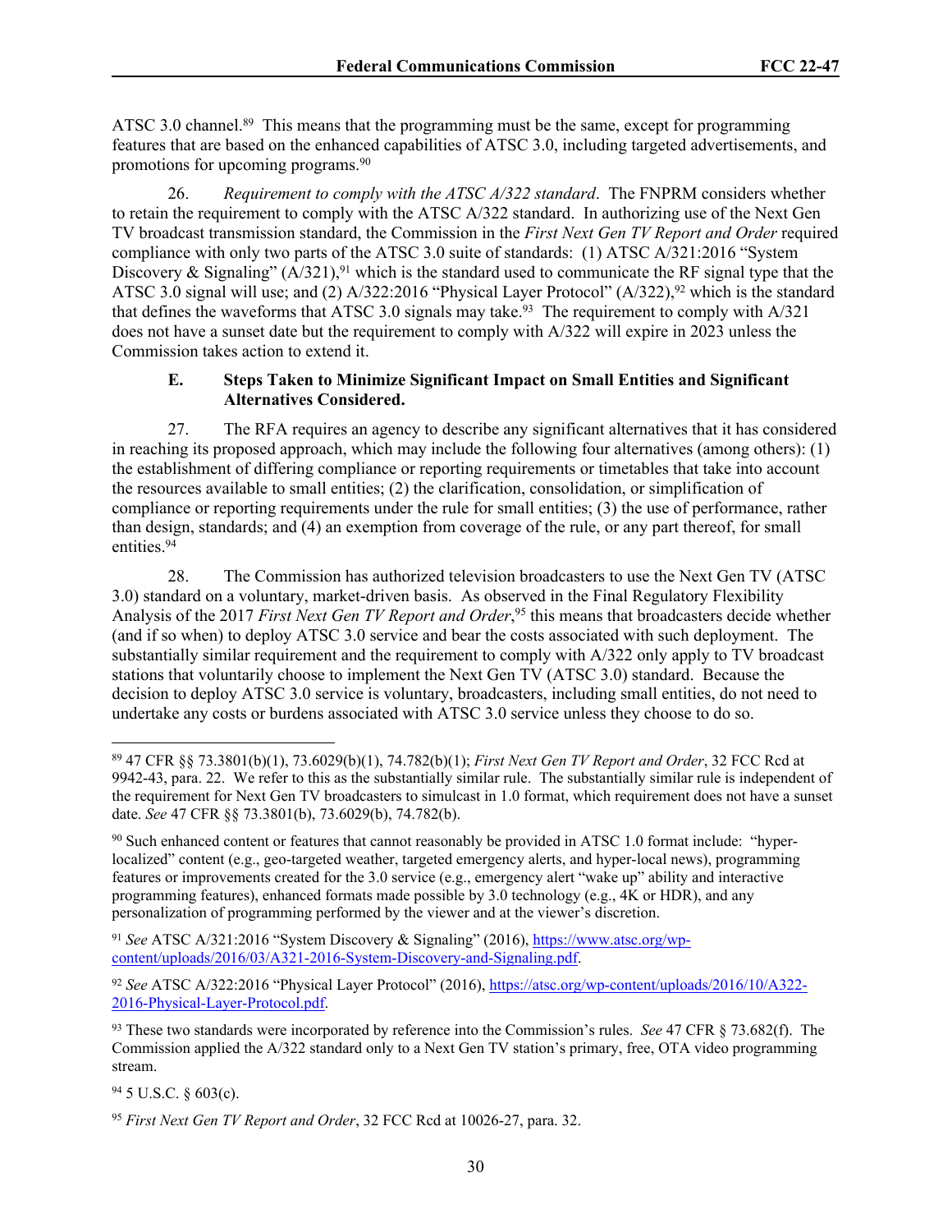ATSC 3.0 channel.[89] This means that the programming must be the same, except for programming features that are based on the enhanced capabilities of ATSC 3.0, including targeted advertisements, and promotions for upcoming programs.[90]

26. *Requirement to comply with the ATSC A/322 standard*. The FNPRM considers whether to retain the requirement to comply with the ATSC A/322 standard. In authorizing use of the Next Gen TV broadcast transmission standard, the Commission in the *First Next Gen TV Report and Order* required compliance with only two parts of the ATSC 3.0 suite of standards: (1) ATSC A/321:2016 "System Discovery & Signaling" (A/321),[91] which is the standard used to communicate the RF signal type that the ATSC 3.0 signal will use; and (2) A/322:2016 "Physical Layer Protocol" (A/322),[92] which is the standard that defines the waveforms that ATSC 3.0 signals may take.[93] The requirement to comply with A/321 does not have a sunset date but the requirement to comply with A/322 will expire in 2023 unless the Commission takes action to extend it.

### E. Steps Taken to Minimize Significant Impact on Small Entities and Significant Alternatives Considered.

27. The RFA requires an agency to describe any significant alternatives that it has considered in reaching its proposed approach, which may include the following four alternatives (among others): (1) the establishment of differing compliance or reporting requirements or timetables that take into account the resources available to small entities; (2) the clarification, consolidation, or simplification of compliance or reporting requirements under the rule for small entities; (3) the use of performance, rather than design, standards; and (4) an exemption from coverage of the rule, or any part thereof, for small entities.[94]

28. The Commission has authorized television broadcasters to use the Next Gen TV (ATSC 3.0) standard on a voluntary, market-driven basis. As observed in the Final Regulatory Flexibility Analysis of the 2017 *First Next Gen TV Report and Order*,[95] this means that broadcasters decide whether (and if so when) to deploy ATSC 3.0 service and bear the costs associated with such deployment. The substantially similar requirement and the requirement to comply with A/322 only apply to TV broadcast stations that voluntarily choose to implement the Next Gen TV (ATSC 3.0) standard. Because the decision to deploy ATSC 3.0 service is voluntary, broadcasters, including small entities, do not need to undertake any costs or burdens associated with ATSC 3.0 service unless they choose to do so.

---

[89] 47 CFR §§ 73.3801(b)(1), 73.6029(b)(1), 74.782(b)(1); *First Next Gen TV Report and Order*, 32 FCC Rcd at 9942-43, para. 22. We refer to this as the substantially similar rule. The substantially similar rule is independent of the requirement for Next Gen TV broadcasters to simulcast in 1.0 format, which requirement does not have a sunset date. *See* 47 CFR §§ 73.3801(b), 73.6029(b), 74.782(b).

[90] Such enhanced content or features that cannot reasonably be provided in ATSC 1.0 format include: "hyper-localized" content (e.g., geo-targeted weather, targeted emergency alerts, and hyper-local news), programming features or improvements created for the 3.0 service (e.g., emergency alert "wake up" ability and interactive programming features), enhanced formats made possible by 3.0 technology (e.g., 4K or HDR), and any personalization of programming performed by the viewer and at the viewer's discretion.

[91] *See* ATSC A/321:2016 "System Discovery & Signaling" (2016), https://www.atsc.org/wp-content/uploads/2016/03/A321-2016-System-Discovery-and-Signaling.pdf.

[92] *See* ATSC A/322:2016 "Physical Layer Protocol" (2016), https://atsc.org/wp-content/uploads/2016/10/A322-2016-Physical-Layer-Protocol.pdf.

[93] These two standards were incorporated by reference into the Commission's rules. *See* 47 CFR § 73.682(f). The Commission applied the A/322 standard only to a Next Gen TV station's primary, free, OTA video programming stream.

[94] 5 U.S.C. § 603(c).

[95] *First Next Gen TV Report and Order*, 32 FCC Rcd at 10026-27, para. 32.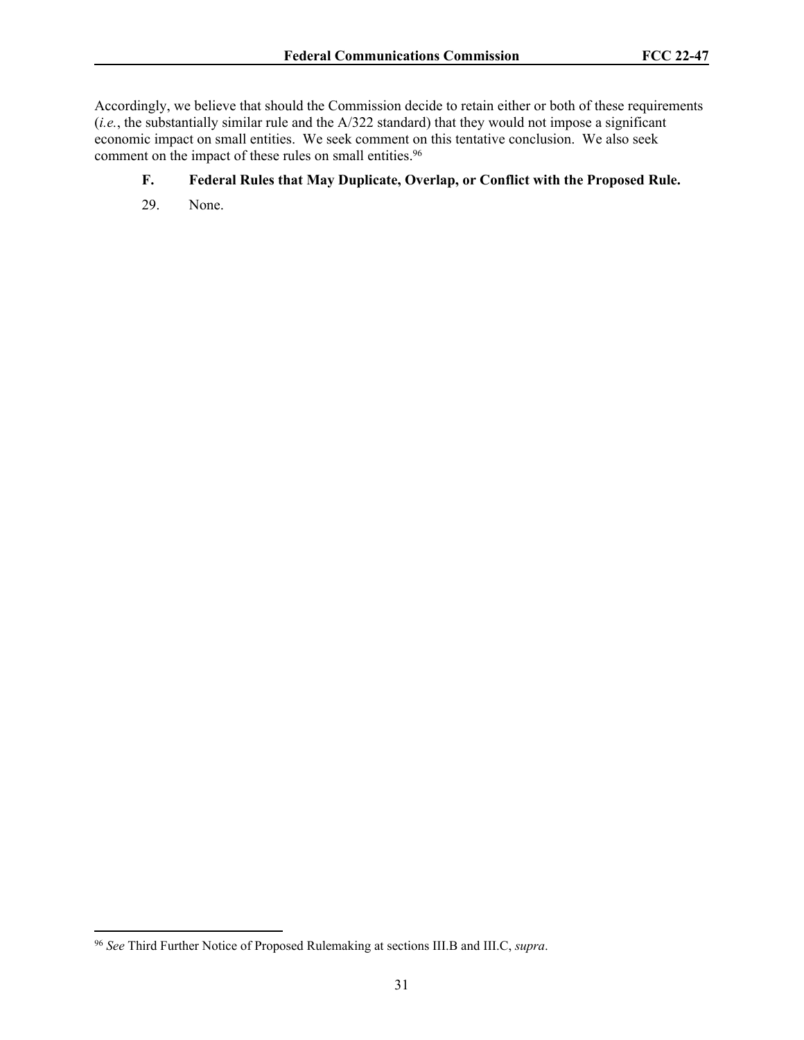Accordingly, we believe that should the Commission decide to retain either or both of these requirements (*i.e.*, the substantially similar rule and the A/322 standard) that they would not impose a significant economic impact on small entities. We seek comment on this tentative conclusion. We also seek comment on the impact of these rules on small entities.[96]

### F. Federal Rules that May Duplicate, Overlap, or Conflict with the Proposed Rule.

29. None.

---

[96] *See* Third Further Notice of Proposed Rulemaking at sections III.B and III.C, *supra*.